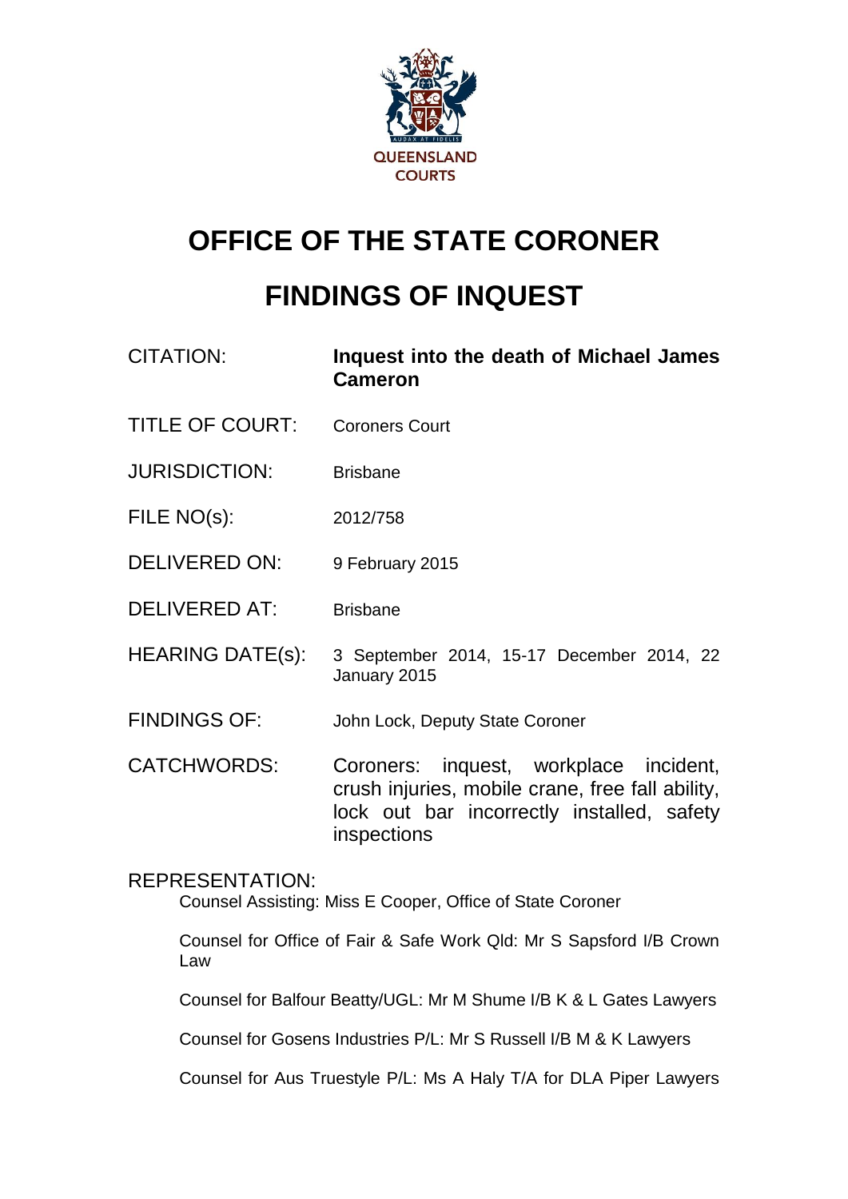QUEENSLAND COURTS

# OFFICE OF THE STATE CORONER

# FINDINGS OF INQUEST

| | |
|---|---|
| CITATION: | **Inquest into the death of Michael James Cameron** |
| TITLE OF COURT: | Coroners Court |
| JURISDICTION: | Brisbane |
| FILE NO(s): | 2012/758 |
| DELIVERED ON: | 9 February 2015 |
| DELIVERED AT: | Brisbane |
| HEARING DATE(s): | 3 September 2014, 15-17 December 2014, 22 January 2015 |
| FINDINGS OF: | John Lock, Deputy State Coroner |
| CATCHWORDS: | Coroners: inquest, workplace incident, crush injuries, mobile crane, free fall ability, lock out bar incorrectly installed, safety inspections |

REPRESENTATION:

Counsel Assisting: Miss E Cooper, Office of State Coroner

Counsel for Office of Fair & Safe Work Qld: Mr S Sapsford I/B Crown Law

Counsel for Balfour Beatty/UGL: Mr M Shume I/B K & L Gates Lawyers

Counsel for Gosens Industries P/L: Mr S Russell I/B M & K Lawyers

Counsel for Aus Truestyle P/L: Ms A Haly T/A for DLA Piper Lawyers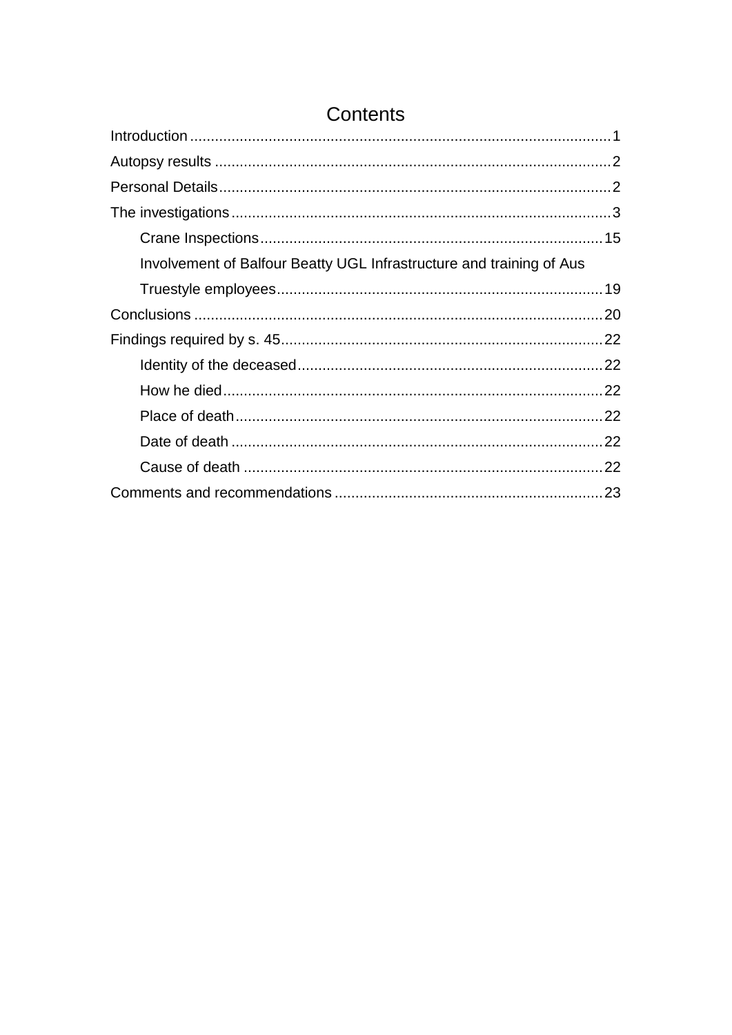# Contents

Introduction ..... 1

Autopsy results ..... 2

Personal Details ..... 2

The investigations ..... 3

- Crane Inspections ..... 15
- Involvement of Balfour Beatty UGL Infrastructure and training of Aus Truestyle employees ..... 19

Conclusions ..... 20

Findings required by s. 45 ..... 22

- Identity of the deceased ..... 22
- How he died ..... 22
- Place of death ..... 22
- Date of death ..... 22
- Cause of death ..... 22

Comments and recommendations ..... 23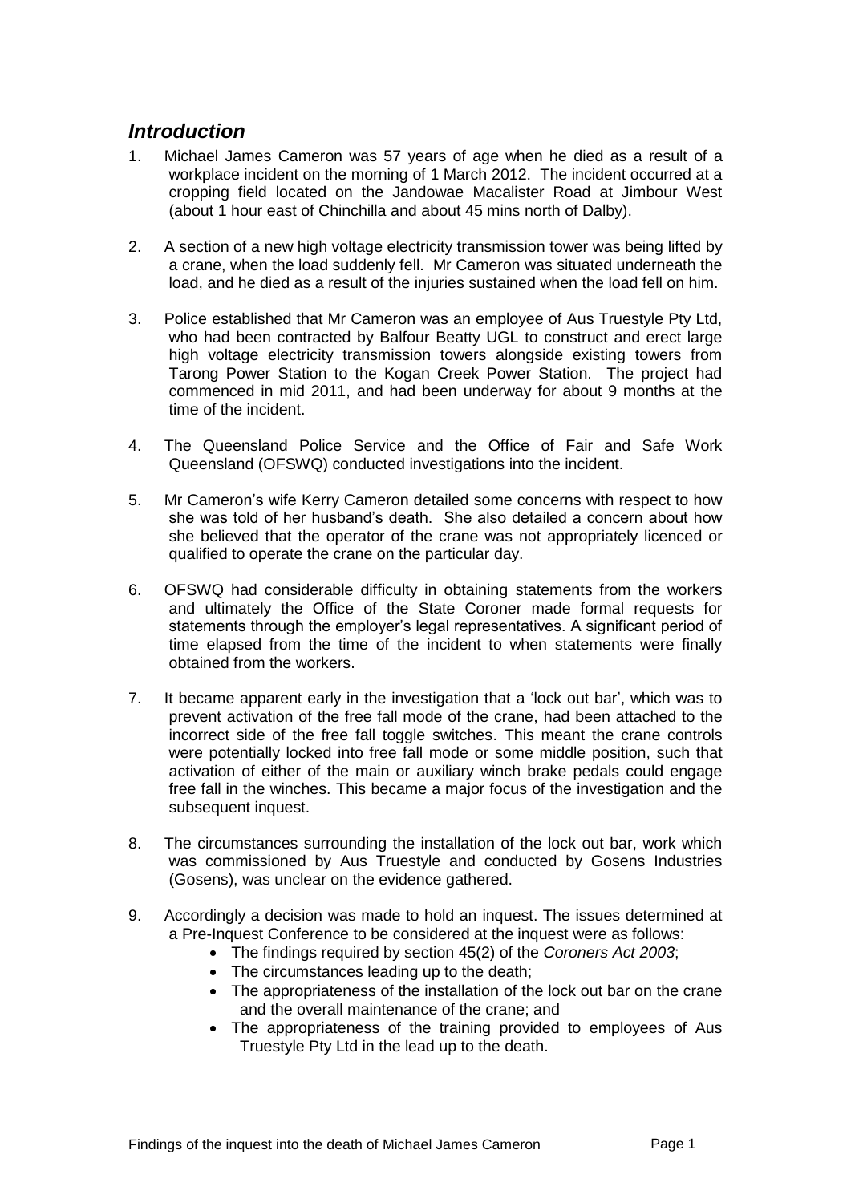## *Introduction*

1. Michael James Cameron was 57 years of age when he died as a result of a workplace incident on the morning of 1 March 2012. The incident occurred at a cropping field located on the Jandowae Macalister Road at Jimbour West (about 1 hour east of Chinchilla and about 45 mins north of Dalby).

2. A section of a new high voltage electricity transmission tower was being lifted by a crane, when the load suddenly fell. Mr Cameron was situated underneath the load, and he died as a result of the injuries sustained when the load fell on him.

3. Police established that Mr Cameron was an employee of Aus Truestyle Pty Ltd, who had been contracted by Balfour Beatty UGL to construct and erect large high voltage electricity transmission towers alongside existing towers from Tarong Power Station to the Kogan Creek Power Station. The project had commenced in mid 2011, and had been underway for about 9 months at the time of the incident.

4. The Queensland Police Service and the Office of Fair and Safe Work Queensland (OFSWQ) conducted investigations into the incident.

5. Mr Cameron's wife Kerry Cameron detailed some concerns with respect to how she was told of her husband's death. She also detailed a concern about how she believed that the operator of the crane was not appropriately licenced or qualified to operate the crane on the particular day.

6. OFSWQ had considerable difficulty in obtaining statements from the workers and ultimately the Office of the State Coroner made formal requests for statements through the employer's legal representatives. A significant period of time elapsed from the time of the incident to when statements were finally obtained from the workers.

7. It became apparent early in the investigation that a 'lock out bar', which was to prevent activation of the free fall mode of the crane, had been attached to the incorrect side of the free fall toggle switches. This meant the crane controls were potentially locked into free fall mode or some middle position, such that activation of either of the main or auxiliary winch brake pedals could engage free fall in the winches. This became a major focus of the investigation and the subsequent inquest.

8. The circumstances surrounding the installation of the lock out bar, work which was commissioned by Aus Truestyle and conducted by Gosens Industries (Gosens), was unclear on the evidence gathered.

9. Accordingly a decision was made to hold an inquest. The issues determined at a Pre-Inquest Conference to be considered at the inquest were as follows:
   - The findings required by section 45(2) of the *Coroners Act 2003*;
   - The circumstances leading up to the death;
   - The appropriateness of the installation of the lock out bar on the crane and the overall maintenance of the crane; and
   - The appropriateness of the training provided to employees of Aus Truestyle Pty Ltd in the lead up to the death.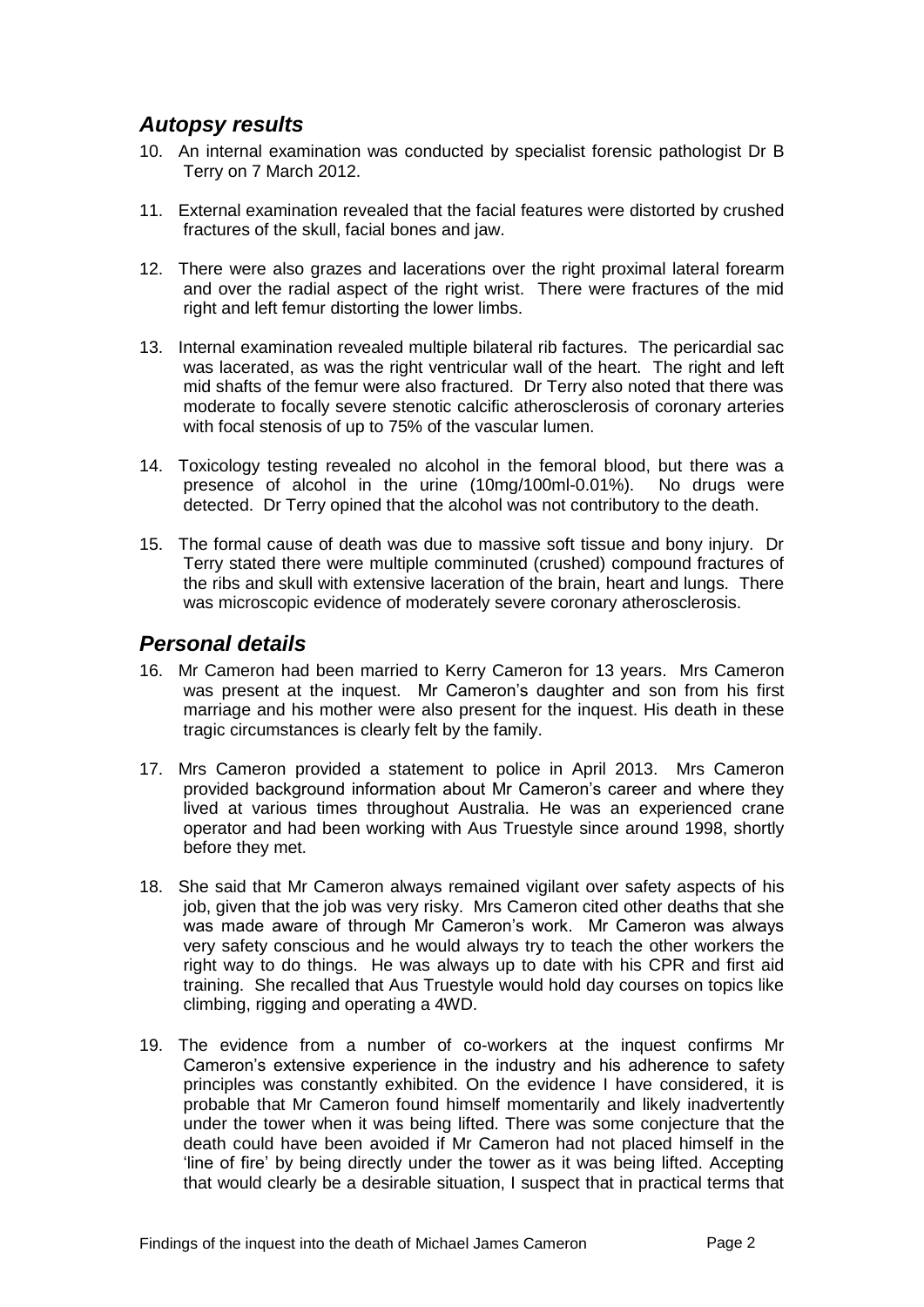## *Autopsy results*

10. An internal examination was conducted by specialist forensic pathologist Dr B Terry on 7 March 2012.

11. External examination revealed that the facial features were distorted by crushed fractures of the skull, facial bones and jaw.

12. There were also grazes and lacerations over the right proximal lateral forearm and over the radial aspect of the right wrist. There were fractures of the mid right and left femur distorting the lower limbs.

13. Internal examination revealed multiple bilateral rib factures. The pericardial sac was lacerated, as was the right ventricular wall of the heart. The right and left mid shafts of the femur were also fractured. Dr Terry also noted that there was moderate to focally severe stenotic calcific atherosclerosis of coronary arteries with focal stenosis of up to 75% of the vascular lumen.

14. Toxicology testing revealed no alcohol in the femoral blood, but there was a presence of alcohol in the urine (10mg/100ml-0.01%). No drugs were detected. Dr Terry opined that the alcohol was not contributory to the death.

15. The formal cause of death was due to massive soft tissue and bony injury. Dr Terry stated there were multiple comminuted (crushed) compound fractures of the ribs and skull with extensive laceration of the brain, heart and lungs. There was microscopic evidence of moderately severe coronary atherosclerosis.

## *Personal details*

16. Mr Cameron had been married to Kerry Cameron for 13 years. Mrs Cameron was present at the inquest. Mr Cameron's daughter and son from his first marriage and his mother were also present for the inquest. His death in these tragic circumstances is clearly felt by the family.

17. Mrs Cameron provided a statement to police in April 2013. Mrs Cameron provided background information about Mr Cameron's career and where they lived at various times throughout Australia. He was an experienced crane operator and had been working with Aus Truestyle since around 1998, shortly before they met.

18. She said that Mr Cameron always remained vigilant over safety aspects of his job, given that the job was very risky. Mrs Cameron cited other deaths that she was made aware of through Mr Cameron's work. Mr Cameron was always very safety conscious and he would always try to teach the other workers the right way to do things. He was always up to date with his CPR and first aid training. She recalled that Aus Truestyle would hold day courses on topics like climbing, rigging and operating a 4WD.

19. The evidence from a number of co-workers at the inquest confirms Mr Cameron's extensive experience in the industry and his adherence to safety principles was constantly exhibited. On the evidence I have considered, it is probable that Mr Cameron found himself momentarily and likely inadvertently under the tower when it was being lifted. There was some conjecture that the death could have been avoided if Mr Cameron had not placed himself in the 'line of fire' by being directly under the tower as it was being lifted. Accepting that would clearly be a desirable situation, I suspect that in practical terms that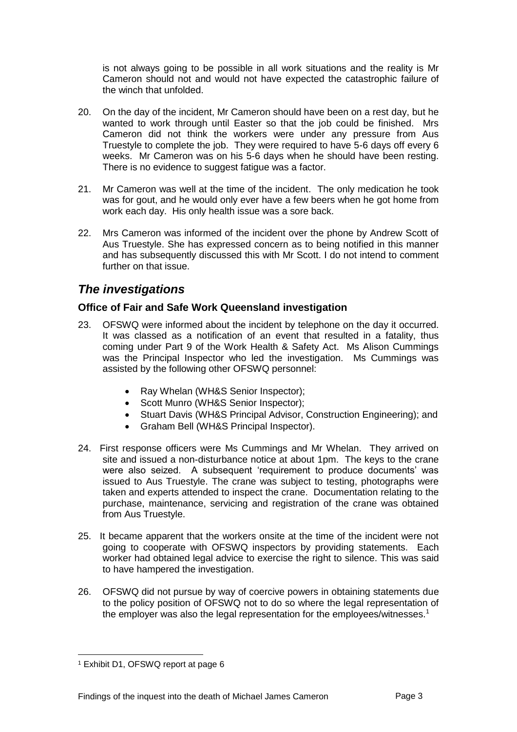is not always going to be possible in all work situations and the reality is Mr Cameron should not and would not have expected the catastrophic failure of the winch that unfolded.

20. On the day of the incident, Mr Cameron should have been on a rest day, but he wanted to work through until Easter so that the job could be finished. Mrs Cameron did not think the workers were under any pressure from Aus Truestyle to complete the job. They were required to have 5-6 days off every 6 weeks. Mr Cameron was on his 5-6 days when he should have been resting. There is no evidence to suggest fatigue was a factor.

21. Mr Cameron was well at the time of the incident. The only medication he took was for gout, and he would only ever have a few beers when he got home from work each day. His only health issue was a sore back.

22. Mrs Cameron was informed of the incident over the phone by Andrew Scott of Aus Truestyle. She has expressed concern as to being notified in this manner and has subsequently discussed this with Mr Scott. I do not intend to comment further on that issue.

## *The investigations*

### Office of Fair and Safe Work Queensland investigation

23. OFSWQ were informed about the incident by telephone on the day it occurred. It was classed as a notification of an event that resulted in a fatality, thus coming under Part 9 of the Work Health & Safety Act. Ms Alison Cummings was the Principal Inspector who led the investigation. Ms Cummings was assisted by the following other OFSWQ personnel:

    - Ray Whelan (WH&S Senior Inspector);
    - Scott Munro (WH&S Senior Inspector);
    - Stuart Davis (WH&S Principal Advisor, Construction Engineering); and
    - Graham Bell (WH&S Principal Inspector).

24. First response officers were Ms Cummings and Mr Whelan. They arrived on site and issued a non-disturbance notice at about 1pm. The keys to the crane were also seized. A subsequent 'requirement to produce documents' was issued to Aus Truestyle. The crane was subject to testing, photographs were taken and experts attended to inspect the crane. Documentation relating to the purchase, maintenance, servicing and registration of the crane was obtained from Aus Truestyle.

25. It became apparent that the workers onsite at the time of the incident were not going to cooperate with OFSWQ inspectors by providing statements. Each worker had obtained legal advice to exercise the right to silence. This was said to have hampered the investigation.

26. OFSWQ did not pursue by way of coercive powers in obtaining statements due to the policy position of OFSWQ not to do so where the legal representation of the employer was also the legal representation for the employees/witnesses.[1]

[1] Exhibit D1, OFSWQ report at page 6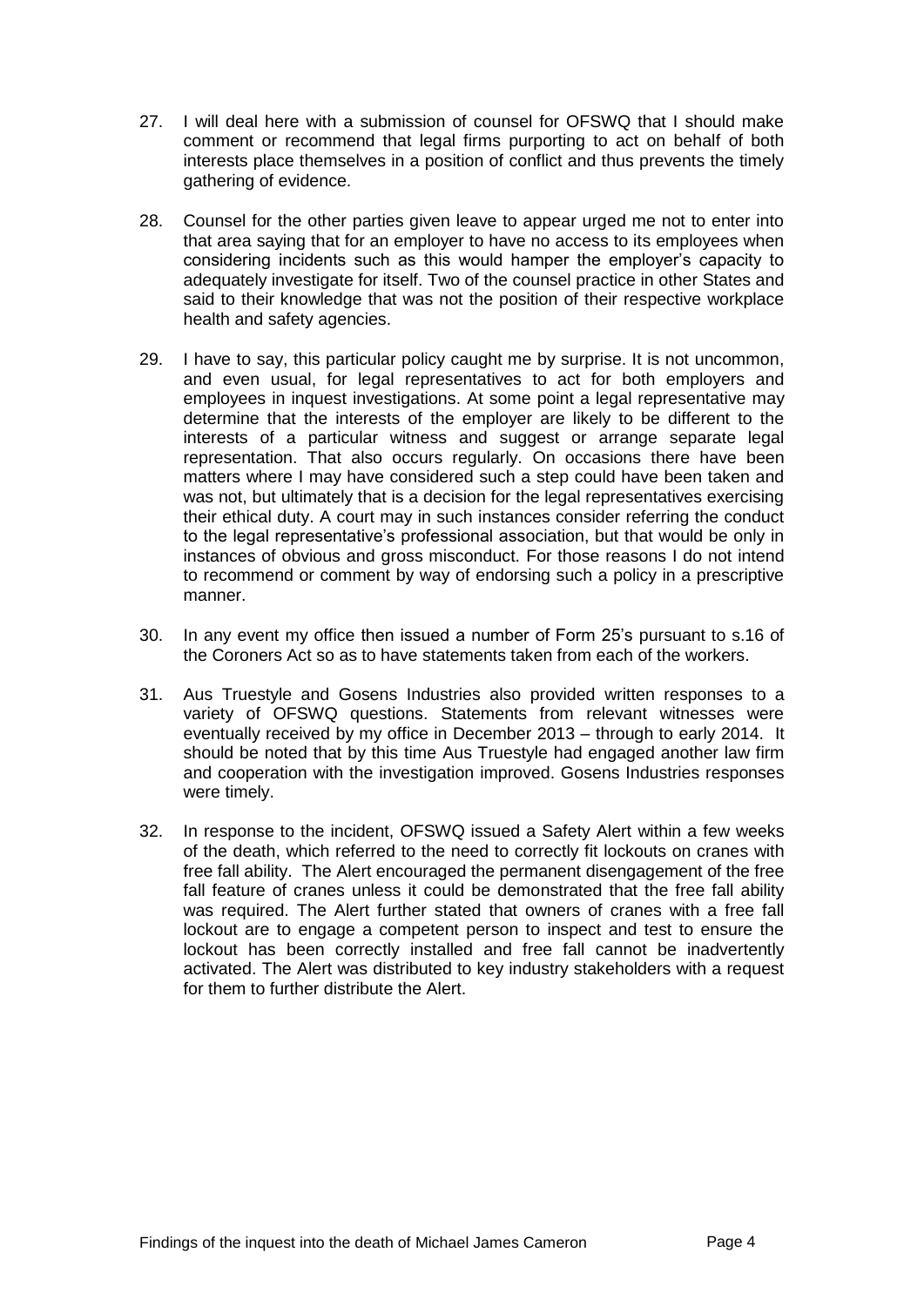27. I will deal here with a submission of counsel for OFSWQ that I should make comment or recommend that legal firms purporting to act on behalf of both interests place themselves in a position of conflict and thus prevents the timely gathering of evidence.

28. Counsel for the other parties given leave to appear urged me not to enter into that area saying that for an employer to have no access to its employees when considering incidents such as this would hamper the employer's capacity to adequately investigate for itself. Two of the counsel practice in other States and said to their knowledge that was not the position of their respective workplace health and safety agencies.

29. I have to say, this particular policy caught me by surprise. It is not uncommon, and even usual, for legal representatives to act for both employers and employees in inquest investigations. At some point a legal representative may determine that the interests of the employer are likely to be different to the interests of a particular witness and suggest or arrange separate legal representation. That also occurs regularly. On occasions there have been matters where I may have considered such a step could have been taken and was not, but ultimately that is a decision for the legal representatives exercising their ethical duty. A court may in such instances consider referring the conduct to the legal representative's professional association, but that would be only in instances of obvious and gross misconduct. For those reasons I do not intend to recommend or comment by way of endorsing such a policy in a prescriptive manner.

30. In any event my office then issued a number of Form 25's pursuant to s.16 of the Coroners Act so as to have statements taken from each of the workers.

31. Aus Truestyle and Gosens Industries also provided written responses to a variety of OFSWQ questions. Statements from relevant witnesses were eventually received by my office in December 2013 – through to early 2014. It should be noted that by this time Aus Truestyle had engaged another law firm and cooperation with the investigation improved. Gosens Industries responses were timely.

32. In response to the incident, OFSWQ issued a Safety Alert within a few weeks of the death, which referred to the need to correctly fit lockouts on cranes with free fall ability. The Alert encouraged the permanent disengagement of the free fall feature of cranes unless it could be demonstrated that the free fall ability was required. The Alert further stated that owners of cranes with a free fall lockout are to engage a competent person to inspect and test to ensure the lockout has been correctly installed and free fall cannot be inadvertently activated. The Alert was distributed to key industry stakeholders with a request for them to further distribute the Alert.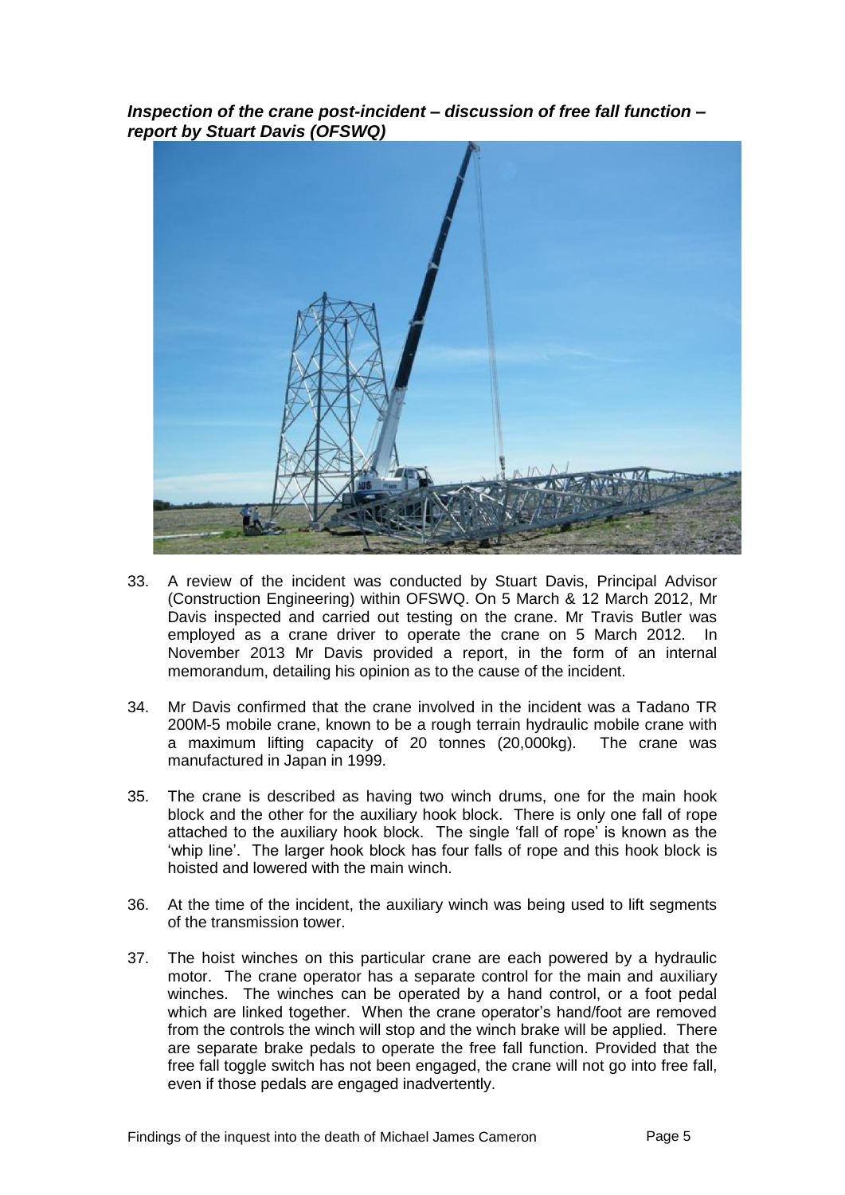***Inspection of the crane post-incident – discussion of free fall function – report by Stuart Davis (OFSWQ)***

33. A review of the incident was conducted by Stuart Davis, Principal Advisor (Construction Engineering) within OFSWQ. On 5 March & 12 March 2012, Mr Davis inspected and carried out testing on the crane. Mr Travis Butler was employed as a crane driver to operate the crane on 5 March 2012. In November 2013 Mr Davis provided a report, in the form of an internal memorandum, detailing his opinion as to the cause of the incident.

34. Mr Davis confirmed that the crane involved in the incident was a Tadano TR 200M-5 mobile crane, known to be a rough terrain hydraulic mobile crane with a maximum lifting capacity of 20 tonnes (20,000kg). The crane was manufactured in Japan in 1999.

35. The crane is described as having two winch drums, one for the main hook block and the other for the auxiliary hook block. There is only one fall of rope attached to the auxiliary hook block. The single 'fall of rope' is known as the 'whip line'. The larger hook block has four falls of rope and this hook block is hoisted and lowered with the main winch.

36. At the time of the incident, the auxiliary winch was being used to lift segments of the transmission tower.

37. The hoist winches on this particular crane are each powered by a hydraulic motor. The crane operator has a separate control for the main and auxiliary winches. The winches can be operated by a hand control, or a foot pedal which are linked together. When the crane operator's hand/foot are removed from the controls the winch will stop and the winch brake will be applied. There are separate brake pedals to operate the free fall function. Provided that the free fall toggle switch has not been engaged, the crane will not go into free fall, even if those pedals are engaged inadvertently.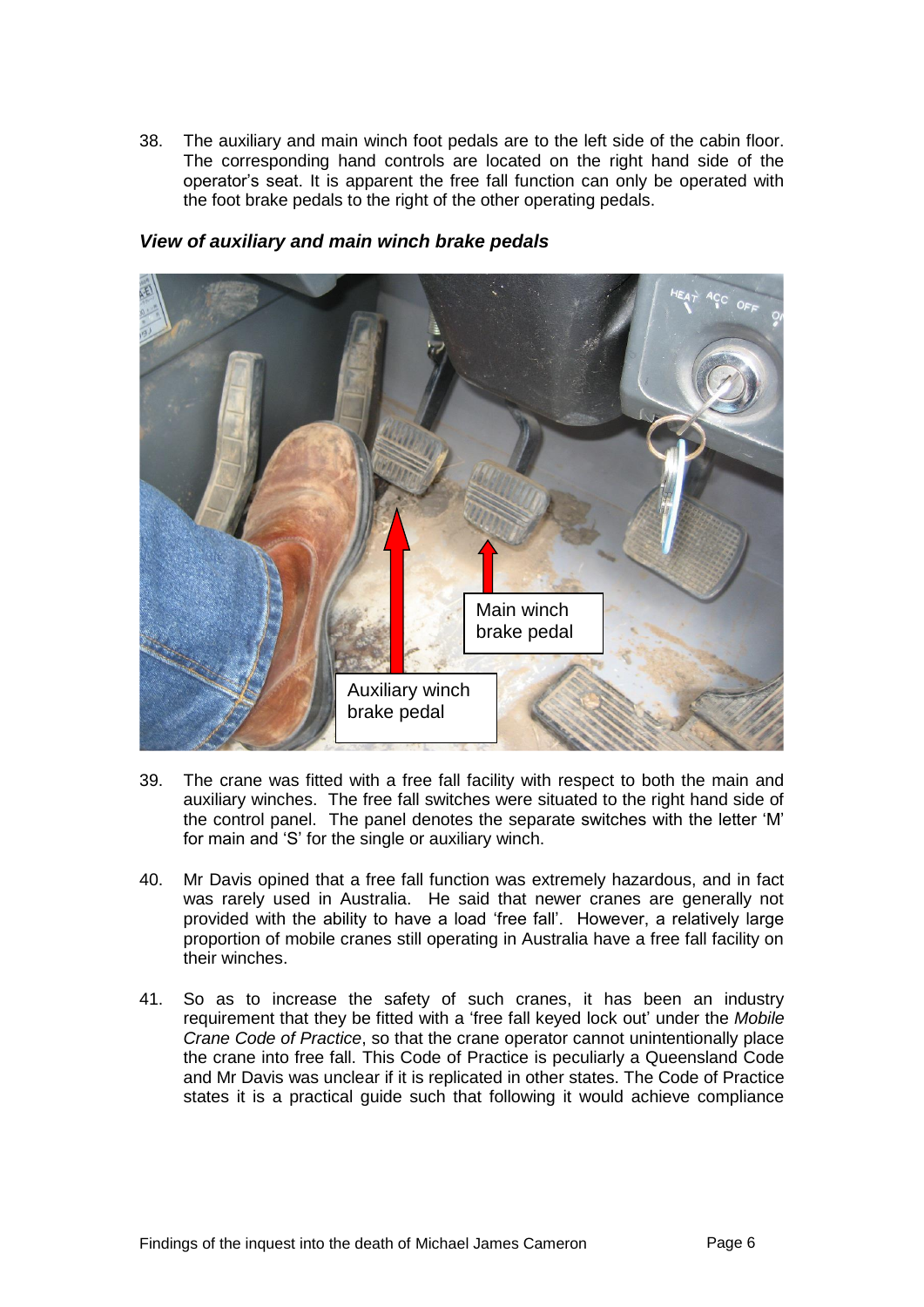38. The auxiliary and main winch foot pedals are to the left side of the cabin floor. The corresponding hand controls are located on the right hand side of the operator's seat. It is apparent the free fall function can only be operated with the foot brake pedals to the right of the other operating pedals.

***View of auxiliary and main winch brake pedals***

39. The crane was fitted with a free fall facility with respect to both the main and auxiliary winches. The free fall switches were situated to the right hand side of the control panel. The panel denotes the separate switches with the letter 'M' for main and 'S' for the single or auxiliary winch.

40. Mr Davis opined that a free fall function was extremely hazardous, and in fact was rarely used in Australia. He said that newer cranes are generally not provided with the ability to have a load 'free fall'. However, a relatively large proportion of mobile cranes still operating in Australia have a free fall facility on their winches.

41. So as to increase the safety of such cranes, it has been an industry requirement that they be fitted with a 'free fall keyed lock out' under the *Mobile Crane Code of Practice*, so that the crane operator cannot unintentionally place the crane into free fall. This Code of Practice is peculiarly a Queensland Code and Mr Davis was unclear if it is replicated in other states. The Code of Practice states it is a practical guide such that following it would achieve compliance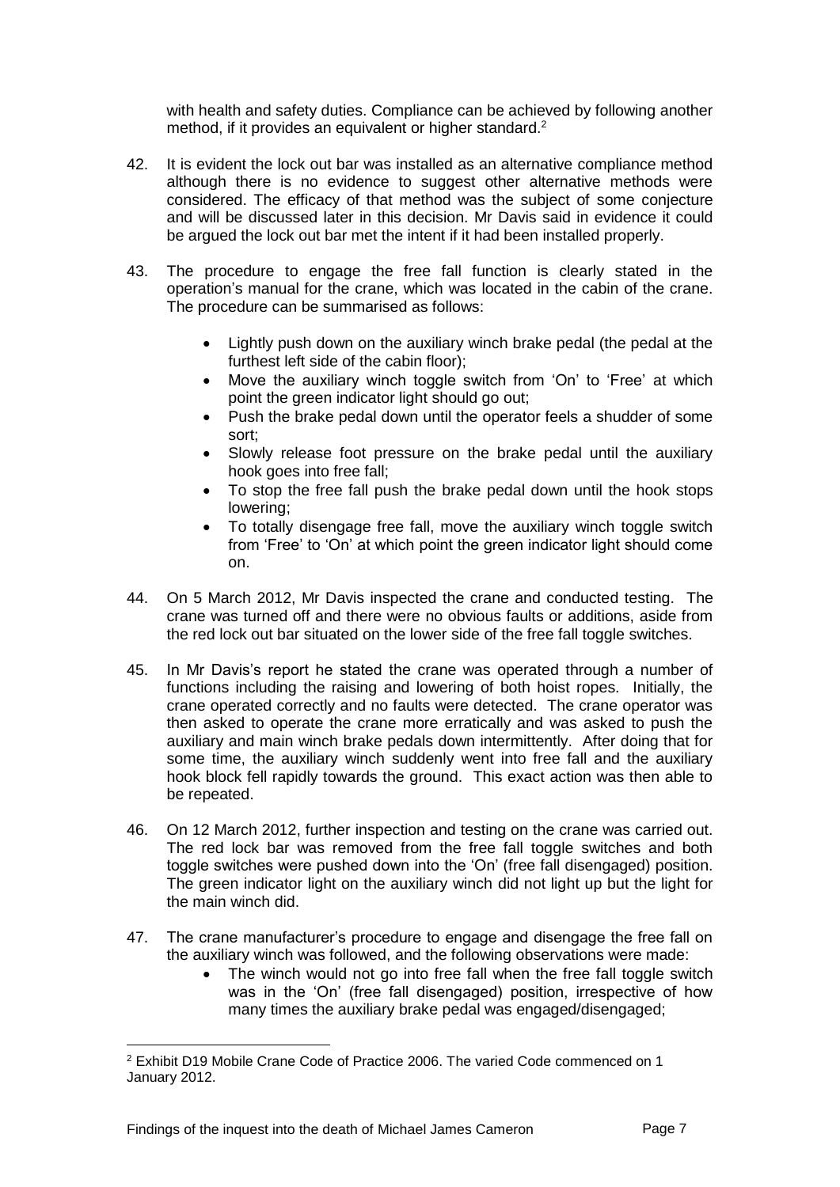with health and safety duties. Compliance can be achieved by following another method, if it provides an equivalent or higher standard.[2]

42. It is evident the lock out bar was installed as an alternative compliance method although there is no evidence to suggest other alternative methods were considered. The efficacy of that method was the subject of some conjecture and will be discussed later in this decision. Mr Davis said in evidence it could be argued the lock out bar met the intent if it had been installed properly.

43. The procedure to engage the free fall function is clearly stated in the operation's manual for the crane, which was located in the cabin of the crane. The procedure can be summarised as follows:

    - Lightly push down on the auxiliary winch brake pedal (the pedal at the furthest left side of the cabin floor);
    - Move the auxiliary winch toggle switch from 'On' to 'Free' at which point the green indicator light should go out;
    - Push the brake pedal down until the operator feels a shudder of some sort;
    - Slowly release foot pressure on the brake pedal until the auxiliary hook goes into free fall;
    - To stop the free fall push the brake pedal down until the hook stops lowering;
    - To totally disengage free fall, move the auxiliary winch toggle switch from 'Free' to 'On' at which point the green indicator light should come on.

44. On 5 March 2012, Mr Davis inspected the crane and conducted testing. The crane was turned off and there were no obvious faults or additions, aside from the red lock out bar situated on the lower side of the free fall toggle switches.

45. In Mr Davis's report he stated the crane was operated through a number of functions including the raising and lowering of both hoist ropes. Initially, the crane operated correctly and no faults were detected. The crane operator was then asked to operate the crane more erratically and was asked to push the auxiliary and main winch brake pedals down intermittently. After doing that for some time, the auxiliary winch suddenly went into free fall and the auxiliary hook block fell rapidly towards the ground. This exact action was then able to be repeated.

46. On 12 March 2012, further inspection and testing on the crane was carried out. The red lock bar was removed from the free fall toggle switches and both toggle switches were pushed down into the 'On' (free fall disengaged) position. The green indicator light on the auxiliary winch did not light up but the light for the main winch did.

47. The crane manufacturer's procedure to engage and disengage the free fall on the auxiliary winch was followed, and the following observations were made:

    - The winch would not go into free fall when the free fall toggle switch was in the 'On' (free fall disengaged) position, irrespective of how many times the auxiliary brake pedal was engaged/disengaged;

---

[2] Exhibit D19 Mobile Crane Code of Practice 2006. The varied Code commenced on 1 January 2012.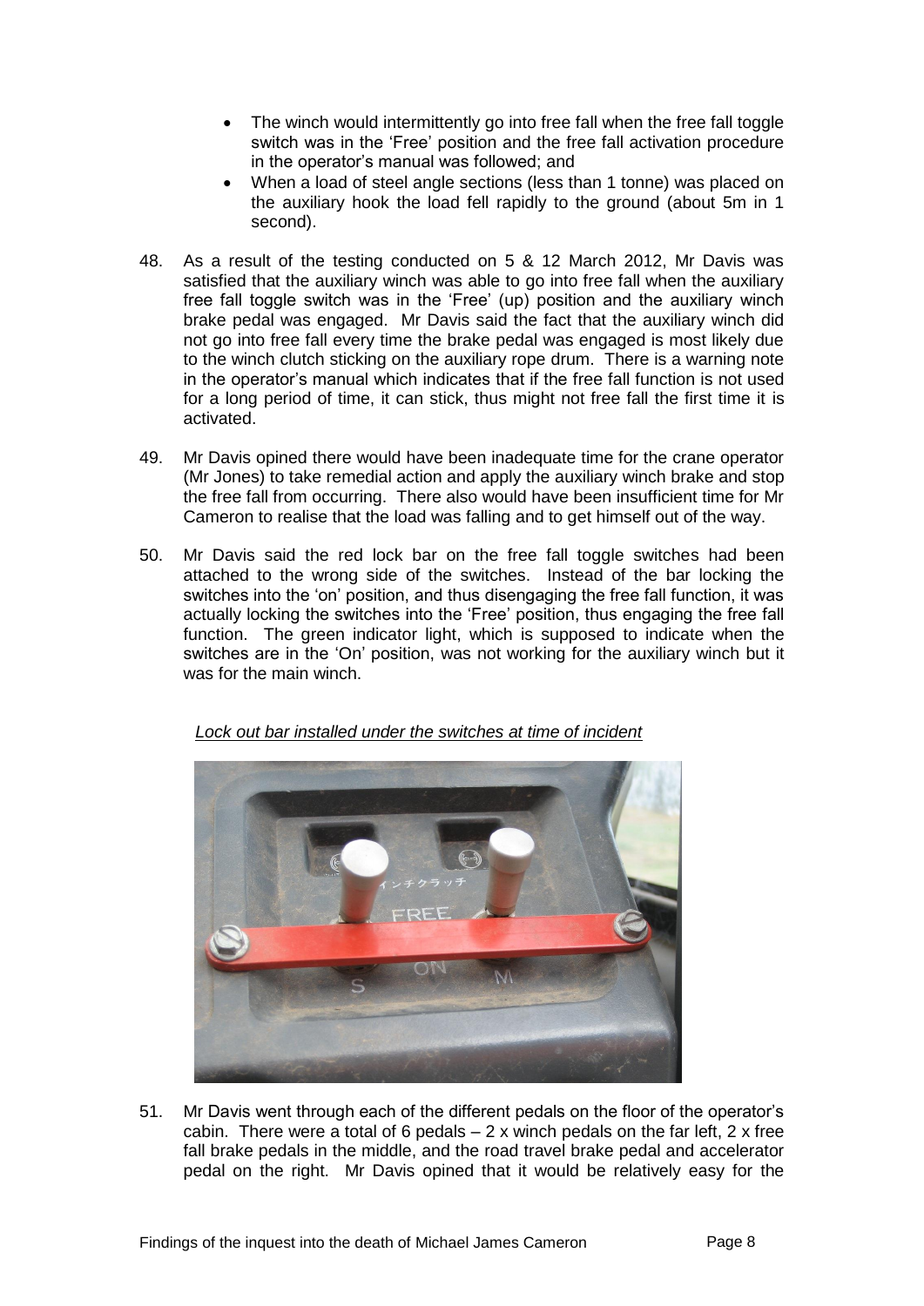- The winch would intermittently go into free fall when the free fall toggle switch was in the 'Free' position and the free fall activation procedure in the operator's manual was followed; and
- When a load of steel angle sections (less than 1 tonne) was placed on the auxiliary hook the load fell rapidly to the ground (about 5m in 1 second).

48. As a result of the testing conducted on 5 & 12 March 2012, Mr Davis was satisfied that the auxiliary winch was able to go into free fall when the auxiliary free fall toggle switch was in the 'Free' (up) position and the auxiliary winch brake pedal was engaged. Mr Davis said the fact that the auxiliary winch did not go into free fall every time the brake pedal was engaged is most likely due to the winch clutch sticking on the auxiliary rope drum. There is a warning note in the operator's manual which indicates that if the free fall function is not used for a long period of time, it can stick, thus might not free fall the first time it is activated.

49. Mr Davis opined there would have been inadequate time for the crane operator (Mr Jones) to take remedial action and apply the auxiliary winch brake and stop the free fall from occurring. There also would have been insufficient time for Mr Cameron to realise that the load was falling and to get himself out of the way.

50. Mr Davis said the red lock bar on the free fall toggle switches had been attached to the wrong side of the switches. Instead of the bar locking the switches into the 'on' position, and thus disengaging the free fall function, it was actually locking the switches into the 'Free' position, thus engaging the free fall function. The green indicator light, which is supposed to indicate when the switches are in the 'On' position, was not working for the auxiliary winch but it was for the main winch.

*Lock out bar installed under the switches at time of incident*

51. Mr Davis went through each of the different pedals on the floor of the operator's cabin. There were a total of 6 pedals – 2 x winch pedals on the far left, 2 x free fall brake pedals in the middle, and the road travel brake pedal and accelerator pedal on the right. Mr Davis opined that it would be relatively easy for the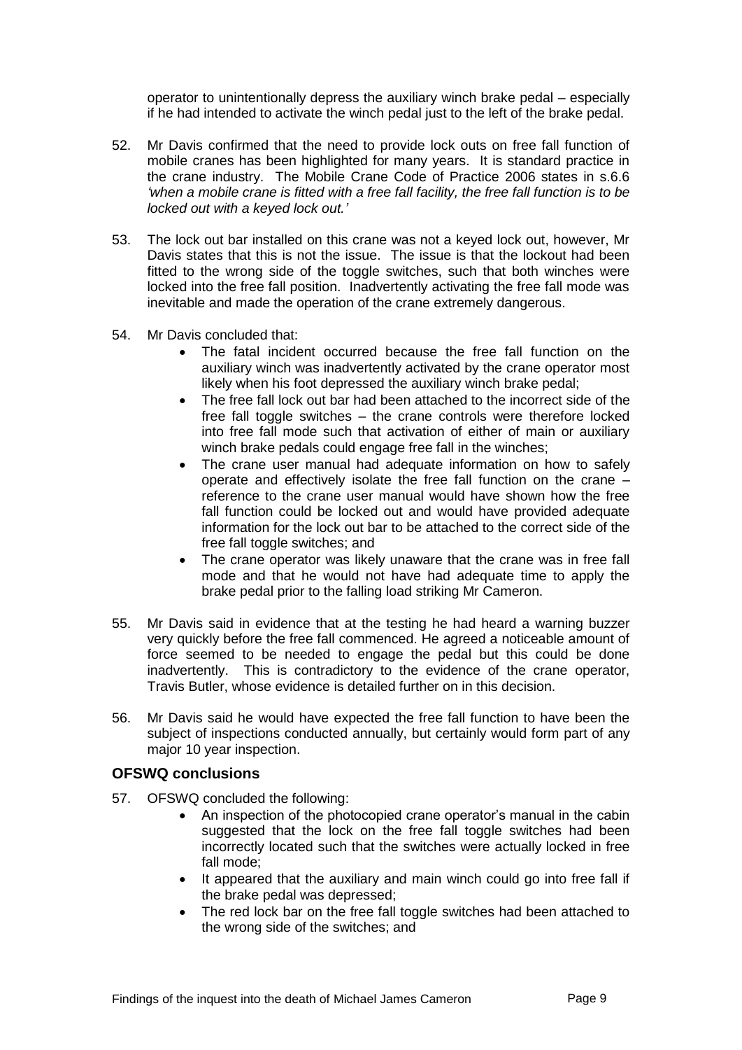operator to unintentionally depress the auxiliary winch brake pedal – especially if he had intended to activate the winch pedal just to the left of the brake pedal.

52. Mr Davis confirmed that the need to provide lock outs on free fall function of mobile cranes has been highlighted for many years. It is standard practice in the crane industry. The Mobile Crane Code of Practice 2006 states in s.6.6 *'when a mobile crane is fitted with a free fall facility, the free fall function is to be locked out with a keyed lock out.'*

53. The lock out bar installed on this crane was not a keyed lock out, however, Mr Davis states that this is not the issue. The issue is that the lockout had been fitted to the wrong side of the toggle switches, such that both winches were locked into the free fall position. Inadvertently activating the free fall mode was inevitable and made the operation of the crane extremely dangerous.

54. Mr Davis concluded that:
    - The fatal incident occurred because the free fall function on the auxiliary winch was inadvertently activated by the crane operator most likely when his foot depressed the auxiliary winch brake pedal;
    - The free fall lock out bar had been attached to the incorrect side of the free fall toggle switches – the crane controls were therefore locked into free fall mode such that activation of either of main or auxiliary winch brake pedals could engage free fall in the winches;
    - The crane user manual had adequate information on how to safely operate and effectively isolate the free fall function on the crane – reference to the crane user manual would have shown how the free fall function could be locked out and would have provided adequate information for the lock out bar to be attached to the correct side of the free fall toggle switches; and
    - The crane operator was likely unaware that the crane was in free fall mode and that he would not have had adequate time to apply the brake pedal prior to the falling load striking Mr Cameron.

55. Mr Davis said in evidence that at the testing he had heard a warning buzzer very quickly before the free fall commenced. He agreed a noticeable amount of force seemed to be needed to engage the pedal but this could be done inadvertently. This is contradictory to the evidence of the crane operator, Travis Butler, whose evidence is detailed further on in this decision.

56. Mr Davis said he would have expected the free fall function to have been the subject of inspections conducted annually, but certainly would form part of any major 10 year inspection.

## OFSWQ conclusions

57. OFSWQ concluded the following:
    - An inspection of the photocopied crane operator's manual in the cabin suggested that the lock on the free fall toggle switches had been incorrectly located such that the switches were actually locked in free fall mode;
    - It appeared that the auxiliary and main winch could go into free fall if the brake pedal was depressed;
    - The red lock bar on the free fall toggle switches had been attached to the wrong side of the switches; and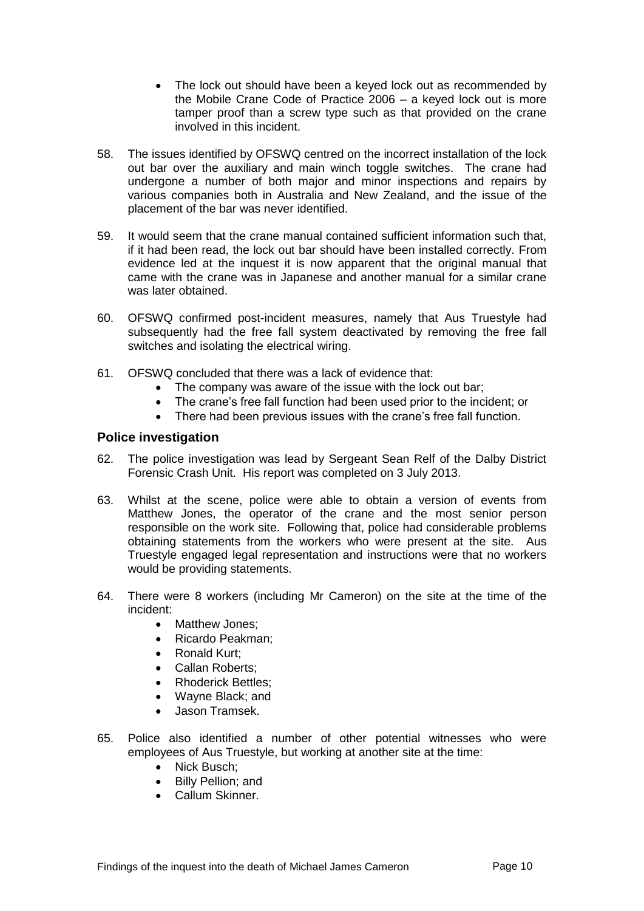- The lock out should have been a keyed lock out as recommended by the Mobile Crane Code of Practice 2006 – a keyed lock out is more tamper proof than a screw type such as that provided on the crane involved in this incident.

58. The issues identified by OFSWQ centred on the incorrect installation of the lock out bar over the auxiliary and main winch toggle switches. The crane had undergone a number of both major and minor inspections and repairs by various companies both in Australia and New Zealand, and the issue of the placement of the bar was never identified.

59. It would seem that the crane manual contained sufficient information such that, if it had been read, the lock out bar should have been installed correctly. From evidence led at the inquest it is now apparent that the original manual that came with the crane was in Japanese and another manual for a similar crane was later obtained.

60. OFSWQ confirmed post-incident measures, namely that Aus Truestyle had subsequently had the free fall system deactivated by removing the free fall switches and isolating the electrical wiring.

61. OFSWQ concluded that there was a lack of evidence that:
    - The company was aware of the issue with the lock out bar;
    - The crane's free fall function had been used prior to the incident; or
    - There had been previous issues with the crane's free fall function.

## Police investigation

62. The police investigation was lead by Sergeant Sean Relf of the Dalby District Forensic Crash Unit. His report was completed on 3 July 2013.

63. Whilst at the scene, police were able to obtain a version of events from Matthew Jones, the operator of the crane and the most senior person responsible on the work site. Following that, police had considerable problems obtaining statements from the workers who were present at the site. Aus Truestyle engaged legal representation and instructions were that no workers would be providing statements.

64. There were 8 workers (including Mr Cameron) on the site at the time of the incident:
    - Matthew Jones;
    - Ricardo Peakman;
    - Ronald Kurt;
    - Callan Roberts;
    - Rhoderick Bettles;
    - Wayne Black; and
    - Jason Tramsek.

65. Police also identified a number of other potential witnesses who were employees of Aus Truestyle, but working at another site at the time:
    - Nick Busch;
    - Billy Pellion; and
    - Callum Skinner.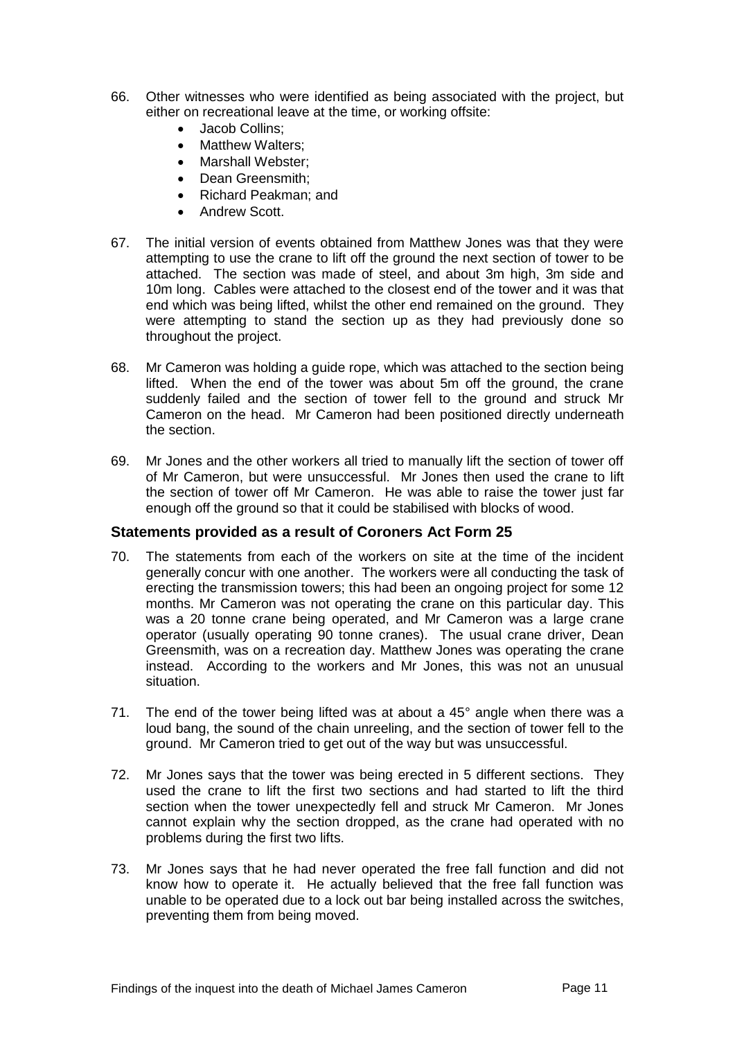66. Other witnesses who were identified as being associated with the project, but either on recreational leave at the time, or working offsite:
    - Jacob Collins;
    - Matthew Walters;
    - Marshall Webster;
    - Dean Greensmith;
    - Richard Peakman; and
    - Andrew Scott.

67. The initial version of events obtained from Matthew Jones was that they were attempting to use the crane to lift off the ground the next section of tower to be attached. The section was made of steel, and about 3m high, 3m side and 10m long. Cables were attached to the closest end of the tower and it was that end which was being lifted, whilst the other end remained on the ground. They were attempting to stand the section up as they had previously done so throughout the project.

68. Mr Cameron was holding a guide rope, which was attached to the section being lifted. When the end of the tower was about 5m off the ground, the crane suddenly failed and the section of tower fell to the ground and struck Mr Cameron on the head. Mr Cameron had been positioned directly underneath the section.

69. Mr Jones and the other workers all tried to manually lift the section of tower off of Mr Cameron, but were unsuccessful. Mr Jones then used the crane to lift the section of tower off Mr Cameron. He was able to raise the tower just far enough off the ground so that it could be stabilised with blocks of wood.

### Statements provided as a result of Coroners Act Form 25

70. The statements from each of the workers on site at the time of the incident generally concur with one another. The workers were all conducting the task of erecting the transmission towers; this had been an ongoing project for some 12 months. Mr Cameron was not operating the crane on this particular day. This was a 20 tonne crane being operated, and Mr Cameron was a large crane operator (usually operating 90 tonne cranes). The usual crane driver, Dean Greensmith, was on a recreation day. Matthew Jones was operating the crane instead. According to the workers and Mr Jones, this was not an unusual situation.

71. The end of the tower being lifted was at about a 45° angle when there was a loud bang, the sound of the chain unreeling, and the section of tower fell to the ground. Mr Cameron tried to get out of the way but was unsuccessful.

72. Mr Jones says that the tower was being erected in 5 different sections. They used the crane to lift the first two sections and had started to lift the third section when the tower unexpectedly fell and struck Mr Cameron. Mr Jones cannot explain why the section dropped, as the crane had operated with no problems during the first two lifts.

73. Mr Jones says that he had never operated the free fall function and did not know how to operate it. He actually believed that the free fall function was unable to be operated due to a lock out bar being installed across the switches, preventing them from being moved.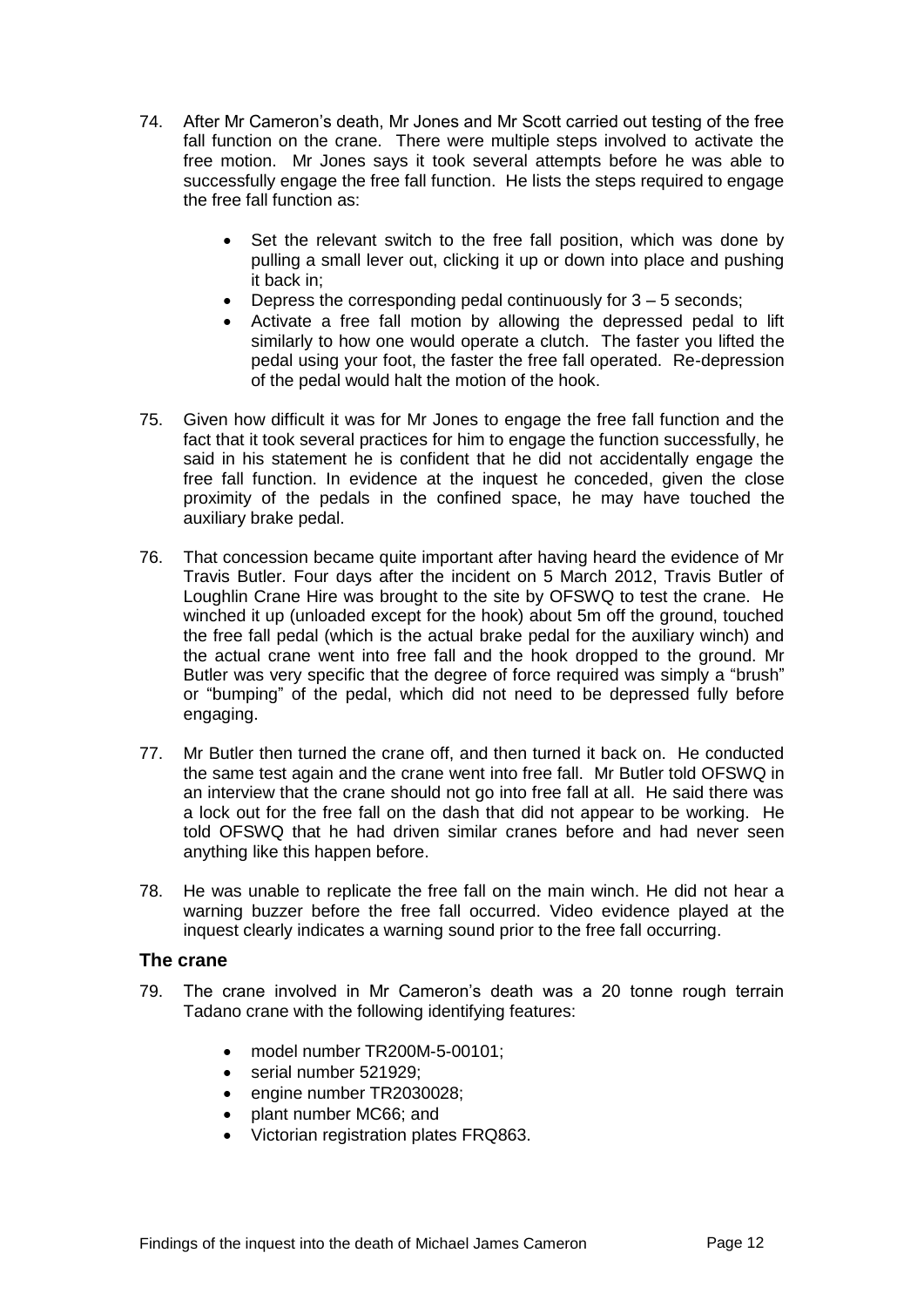74. After Mr Cameron's death, Mr Jones and Mr Scott carried out testing of the free fall function on the crane. There were multiple steps involved to activate the free motion. Mr Jones says it took several attempts before he was able to successfully engage the free fall function. He lists the steps required to engage the free fall function as:

    - Set the relevant switch to the free fall position, which was done by pulling a small lever out, clicking it up or down into place and pushing it back in;
    - Depress the corresponding pedal continuously for 3 – 5 seconds;
    - Activate a free fall motion by allowing the depressed pedal to lift similarly to how one would operate a clutch. The faster you lifted the pedal using your foot, the faster the free fall operated. Re-depression of the pedal would halt the motion of the hook.

75. Given how difficult it was for Mr Jones to engage the free fall function and the fact that it took several practices for him to engage the function successfully, he said in his statement he is confident that he did not accidentally engage the free fall function. In evidence at the inquest he conceded, given the close proximity of the pedals in the confined space, he may have touched the auxiliary brake pedal.

76. That concession became quite important after having heard the evidence of Mr Travis Butler. Four days after the incident on 5 March 2012, Travis Butler of Loughlin Crane Hire was brought to the site by OFSWQ to test the crane. He winched it up (unloaded except for the hook) about 5m off the ground, touched the free fall pedal (which is the actual brake pedal for the auxiliary winch) and the actual crane went into free fall and the hook dropped to the ground. Mr Butler was very specific that the degree of force required was simply a "brush" or "bumping" of the pedal, which did not need to be depressed fully before engaging.

77. Mr Butler then turned the crane off, and then turned it back on. He conducted the same test again and the crane went into free fall. Mr Butler told OFSWQ in an interview that the crane should not go into free fall at all. He said there was a lock out for the free fall on the dash that did not appear to be working. He told OFSWQ that he had driven similar cranes before and had never seen anything like this happen before.

78. He was unable to replicate the free fall on the main winch. He did not hear a warning buzzer before the free fall occurred. Video evidence played at the inquest clearly indicates a warning sound prior to the free fall occurring.

## The crane

79. The crane involved in Mr Cameron's death was a 20 tonne rough terrain Tadano crane with the following identifying features:

    - model number TR200M-5-00101;
    - serial number 521929;
    - engine number TR2030028;
    - plant number MC66; and
    - Victorian registration plates FRQ863.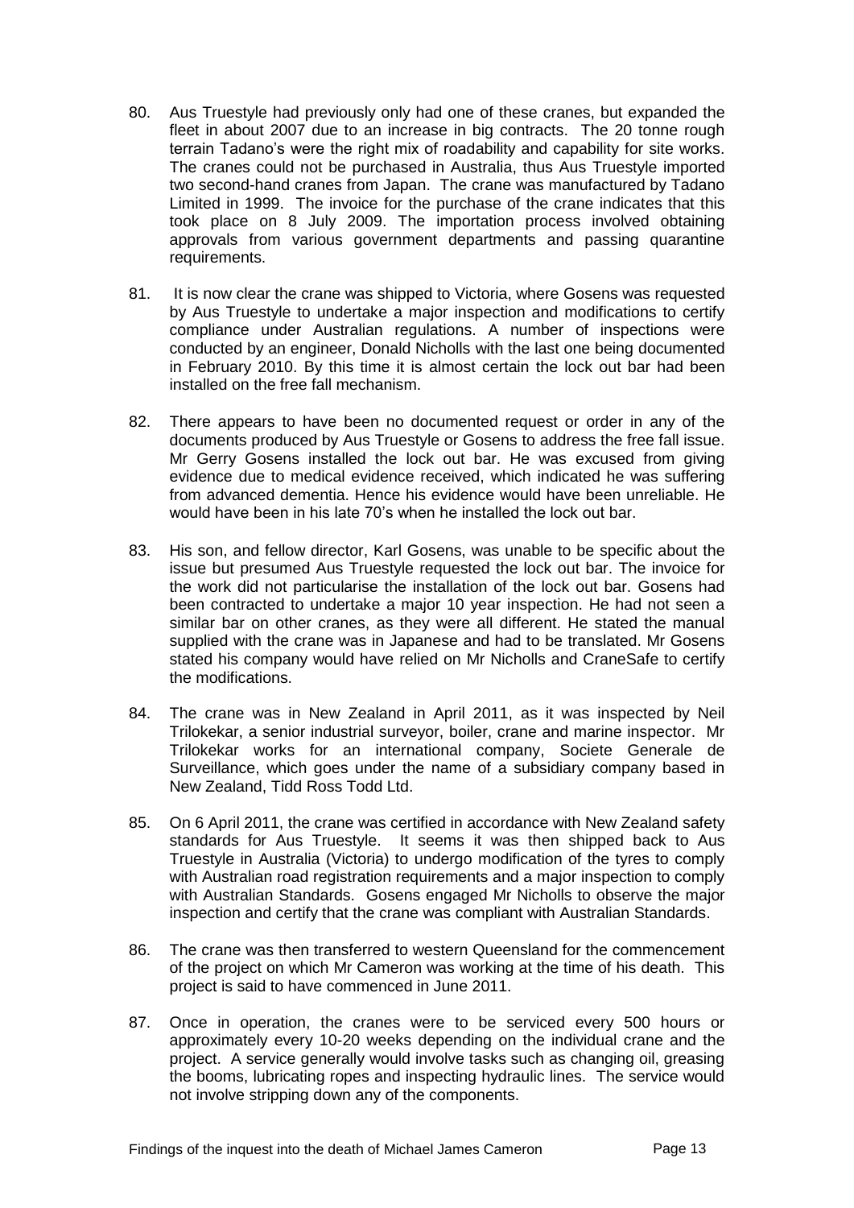80. Aus Truestyle had previously only had one of these cranes, but expanded the fleet in about 2007 due to an increase in big contracts. The 20 tonne rough terrain Tadano's were the right mix of roadability and capability for site works. The cranes could not be purchased in Australia, thus Aus Truestyle imported two second-hand cranes from Japan. The crane was manufactured by Tadano Limited in 1999. The invoice for the purchase of the crane indicates that this took place on 8 July 2009. The importation process involved obtaining approvals from various government departments and passing quarantine requirements.

81. It is now clear the crane was shipped to Victoria, where Gosens was requested by Aus Truestyle to undertake a major inspection and modifications to certify compliance under Australian regulations. A number of inspections were conducted by an engineer, Donald Nicholls with the last one being documented in February 2010. By this time it is almost certain the lock out bar had been installed on the free fall mechanism.

82. There appears to have been no documented request or order in any of the documents produced by Aus Truestyle or Gosens to address the free fall issue. Mr Gerry Gosens installed the lock out bar. He was excused from giving evidence due to medical evidence received, which indicated he was suffering from advanced dementia. Hence his evidence would have been unreliable. He would have been in his late 70's when he installed the lock out bar.

83. His son, and fellow director, Karl Gosens, was unable to be specific about the issue but presumed Aus Truestyle requested the lock out bar. The invoice for the work did not particularise the installation of the lock out bar. Gosens had been contracted to undertake a major 10 year inspection. He had not seen a similar bar on other cranes, as they were all different. He stated the manual supplied with the crane was in Japanese and had to be translated. Mr Gosens stated his company would have relied on Mr Nicholls and CraneSafe to certify the modifications.

84. The crane was in New Zealand in April 2011, as it was inspected by Neil Trilokekar, a senior industrial surveyor, boiler, crane and marine inspector. Mr Trilokekar works for an international company, Societe Generale de Surveillance, which goes under the name of a subsidiary company based in New Zealand, Tidd Ross Todd Ltd.

85. On 6 April 2011, the crane was certified in accordance with New Zealand safety standards for Aus Truestyle. It seems it was then shipped back to Aus Truestyle in Australia (Victoria) to undergo modification of the tyres to comply with Australian road registration requirements and a major inspection to comply with Australian Standards. Gosens engaged Mr Nicholls to observe the major inspection and certify that the crane was compliant with Australian Standards.

86. The crane was then transferred to western Queensland for the commencement of the project on which Mr Cameron was working at the time of his death. This project is said to have commenced in June 2011.

87. Once in operation, the cranes were to be serviced every 500 hours or approximately every 10-20 weeks depending on the individual crane and the project. A service generally would involve tasks such as changing oil, greasing the booms, lubricating ropes and inspecting hydraulic lines. The service would not involve stripping down any of the components.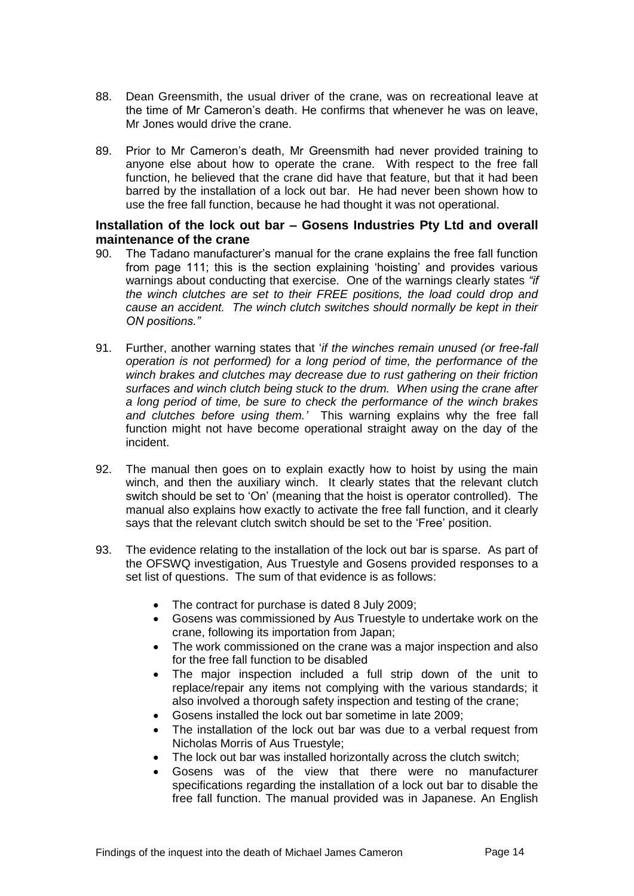88. Dean Greensmith, the usual driver of the crane, was on recreational leave at the time of Mr Cameron's death. He confirms that whenever he was on leave, Mr Jones would drive the crane.

89. Prior to Mr Cameron's death, Mr Greensmith had never provided training to anyone else about how to operate the crane. With respect to the free fall function, he believed that the crane did have that feature, but that it had been barred by the installation of a lock out bar. He had never been shown how to use the free fall function, because he had thought it was not operational.

### Installation of the lock out bar – Gosens Industries Pty Ltd and overall maintenance of the crane

90. The Tadano manufacturer's manual for the crane explains the free fall function from page 111; this is the section explaining 'hoisting' and provides various warnings about conducting that exercise. One of the warnings clearly states *"if the winch clutches are set to their FREE positions, the load could drop and cause an accident. The winch clutch switches should normally be kept in their ON positions."*

91. Further, another warning states that '*if the winches remain unused (or free-fall operation is not performed) for a long period of time, the performance of the winch brakes and clutches may decrease due to rust gathering on their friction surfaces and winch clutch being stuck to the drum. When using the crane after a long period of time, be sure to check the performance of the winch brakes and clutches before using them.'* This warning explains why the free fall function might not have become operational straight away on the day of the incident.

92. The manual then goes on to explain exactly how to hoist by using the main winch, and then the auxiliary winch. It clearly states that the relevant clutch switch should be set to 'On' (meaning that the hoist is operator controlled). The manual also explains how exactly to activate the free fall function, and it clearly says that the relevant clutch switch should be set to the 'Free' position.

93. The evidence relating to the installation of the lock out bar is sparse. As part of the OFSWQ investigation, Aus Truestyle and Gosens provided responses to a set list of questions. The sum of that evidence is as follows:

    - The contract for purchase is dated 8 July 2009;
    - Gosens was commissioned by Aus Truestyle to undertake work on the crane, following its importation from Japan;
    - The work commissioned on the crane was a major inspection and also for the free fall function to be disabled
    - The major inspection included a full strip down of the unit to replace/repair any items not complying with the various standards; it also involved a thorough safety inspection and testing of the crane;
    - Gosens installed the lock out bar sometime in late 2009;
    - The installation of the lock out bar was due to a verbal request from Nicholas Morris of Aus Truestyle;
    - The lock out bar was installed horizontally across the clutch switch;
    - Gosens was of the view that there were no manufacturer specifications regarding the installation of a lock out bar to disable the free fall function. The manual provided was in Japanese. An English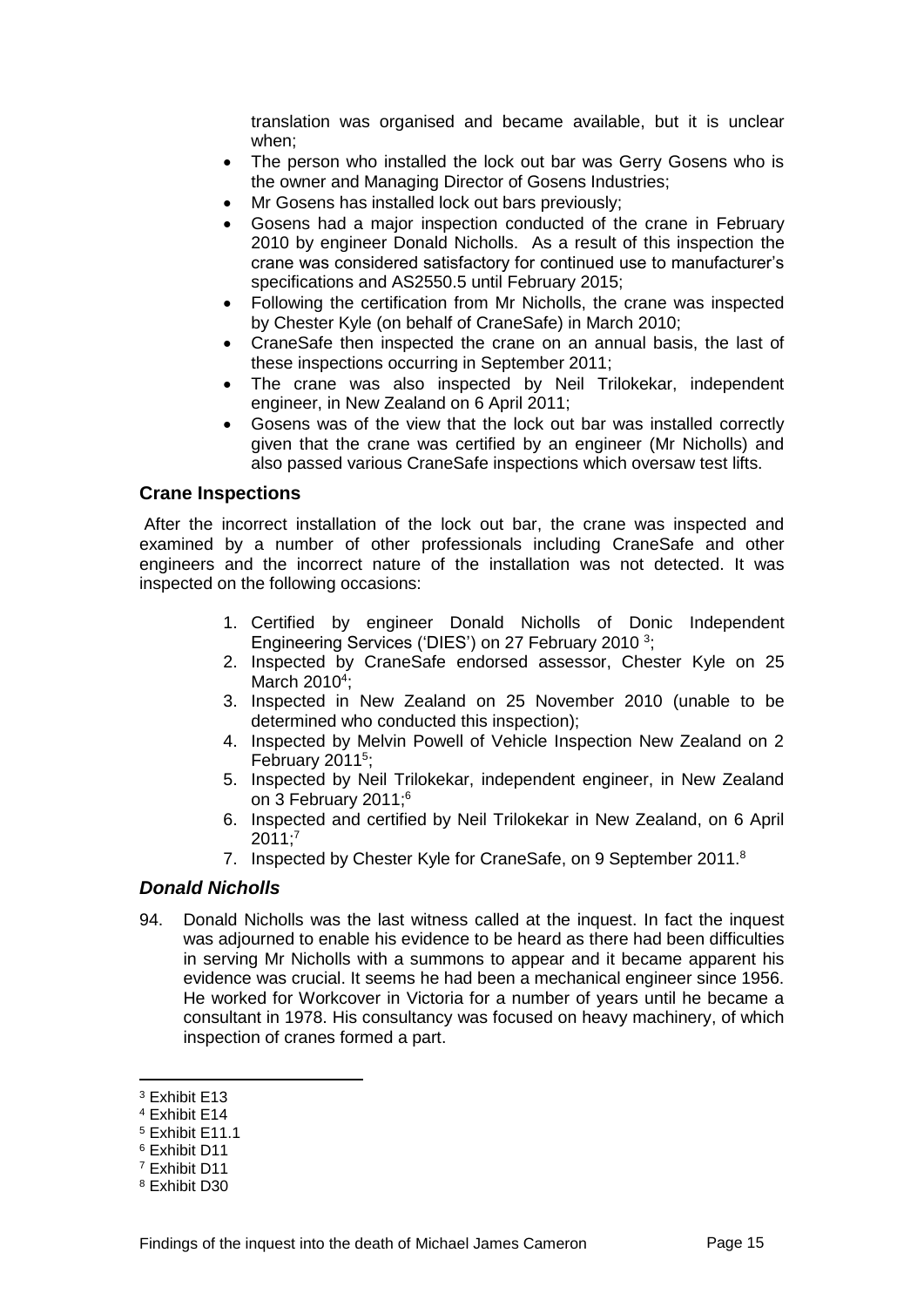translation was organised and became available, but it is unclear when;

- The person who installed the lock out bar was Gerry Gosens who is the owner and Managing Director of Gosens Industries;
- Mr Gosens has installed lock out bars previously;
- Gosens had a major inspection conducted of the crane in February 2010 by engineer Donald Nicholls. As a result of this inspection the crane was considered satisfactory for continued use to manufacturer's specifications and AS2550.5 until February 2015;
- Following the certification from Mr Nicholls, the crane was inspected by Chester Kyle (on behalf of CraneSafe) in March 2010;
- CraneSafe then inspected the crane on an annual basis, the last of these inspections occurring in September 2011;
- The crane was also inspected by Neil Trilokekar, independent engineer, in New Zealand on 6 April 2011;
- Gosens was of the view that the lock out bar was installed correctly given that the crane was certified by an engineer (Mr Nicholls) and also passed various CraneSafe inspections which oversaw test lifts.

## Crane Inspections

After the incorrect installation of the lock out bar, the crane was inspected and examined by a number of other professionals including CraneSafe and other engineers and the incorrect nature of the installation was not detected. It was inspected on the following occasions:

1. Certified by engineer Donald Nicholls of Donic Independent Engineering Services ('DIES') on 27 February 2010 [3];
2. Inspected by CraneSafe endorsed assessor, Chester Kyle on 25 March 2010[4];
3. Inspected in New Zealand on 25 November 2010 (unable to be determined who conducted this inspection);
4. Inspected by Melvin Powell of Vehicle Inspection New Zealand on 2 February 2011[5];
5. Inspected by Neil Trilokekar, independent engineer, in New Zealand on 3 February 2011;[6]
6. Inspected and certified by Neil Trilokekar in New Zealand, on 6 April 2011;[7]
7. Inspected by Chester Kyle for CraneSafe, on 9 September 2011.[8]

### *Donald Nicholls*

94. Donald Nicholls was the last witness called at the inquest. In fact the inquest was adjourned to enable his evidence to be heard as there had been difficulties in serving Mr Nicholls with a summons to appear and it became apparent his evidence was crucial. It seems he had been a mechanical engineer since 1956. He worked for Workcover in Victoria for a number of years until he became a consultant in 1978. His consultancy was focused on heavy machinery, of which inspection of cranes formed a part.

---

[3] Exhibit E13
[4] Exhibit E14
[5] Exhibit E11.1
[6] Exhibit D11
[7] Exhibit D11
[8] Exhibit D30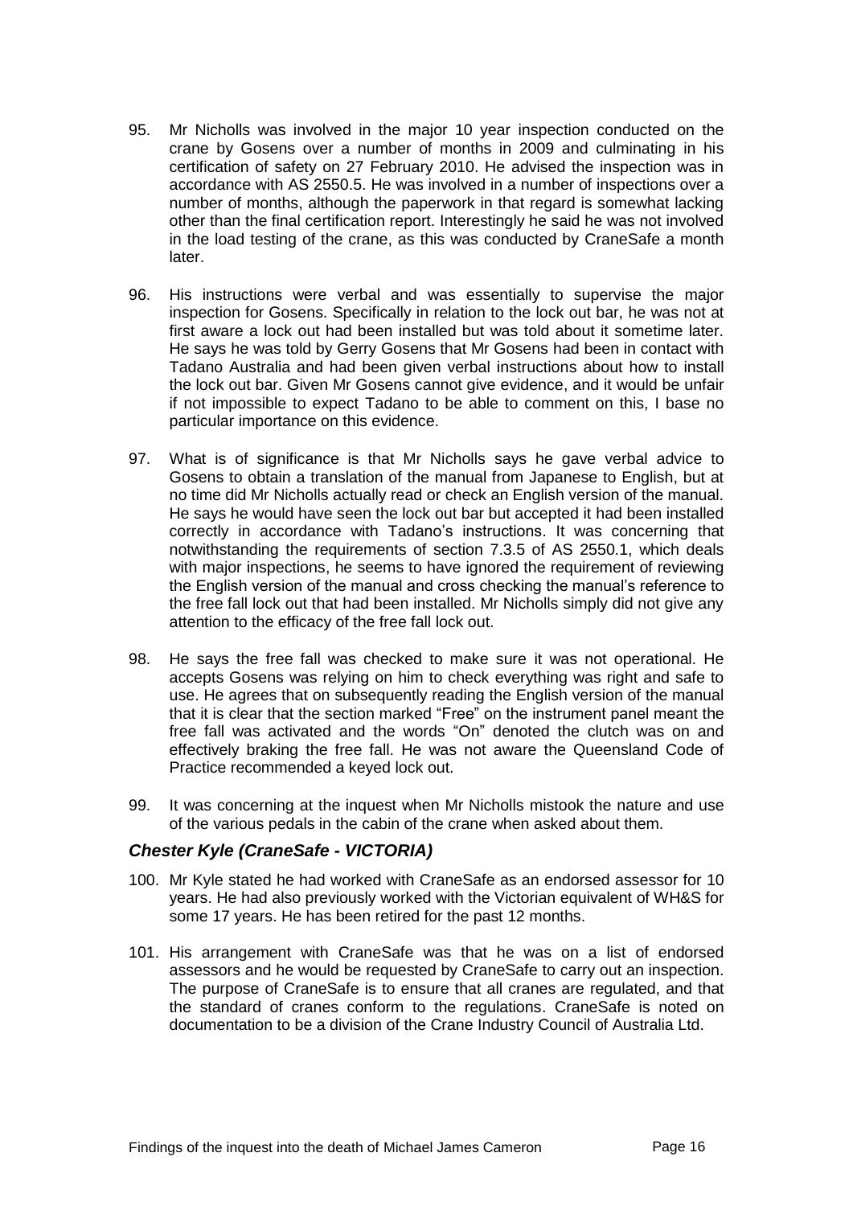95. Mr Nicholls was involved in the major 10 year inspection conducted on the crane by Gosens over a number of months in 2009 and culminating in his certification of safety on 27 February 2010. He advised the inspection was in accordance with AS 2550.5. He was involved in a number of inspections over a number of months, although the paperwork in that regard is somewhat lacking other than the final certification report. Interestingly he said he was not involved in the load testing of the crane, as this was conducted by CraneSafe a month later.

96. His instructions were verbal and was essentially to supervise the major inspection for Gosens. Specifically in relation to the lock out bar, he was not at first aware a lock out had been installed but was told about it sometime later. He says he was told by Gerry Gosens that Mr Gosens had been in contact with Tadano Australia and had been given verbal instructions about how to install the lock out bar. Given Mr Gosens cannot give evidence, and it would be unfair if not impossible to expect Tadano to be able to comment on this, I base no particular importance on this evidence.

97. What is of significance is that Mr Nicholls says he gave verbal advice to Gosens to obtain a translation of the manual from Japanese to English, but at no time did Mr Nicholls actually read or check an English version of the manual. He says he would have seen the lock out bar but accepted it had been installed correctly in accordance with Tadano's instructions. It was concerning that notwithstanding the requirements of section 7.3.5 of AS 2550.1, which deals with major inspections, he seems to have ignored the requirement of reviewing the English version of the manual and cross checking the manual's reference to the free fall lock out that had been installed. Mr Nicholls simply did not give any attention to the efficacy of the free fall lock out.

98. He says the free fall was checked to make sure it was not operational. He accepts Gosens was relying on him to check everything was right and safe to use. He agrees that on subsequently reading the English version of the manual that it is clear that the section marked "Free" on the instrument panel meant the free fall was activated and the words "On" denoted the clutch was on and effectively braking the free fall. He was not aware the Queensland Code of Practice recommended a keyed lock out.

99. It was concerning at the inquest when Mr Nicholls mistook the nature and use of the various pedals in the cabin of the crane when asked about them.

### *Chester Kyle (CraneSafe - VICTORIA)*

100. Mr Kyle stated he had worked with CraneSafe as an endorsed assessor for 10 years. He had also previously worked with the Victorian equivalent of WH&S for some 17 years. He has been retired for the past 12 months.

101. His arrangement with CraneSafe was that he was on a list of endorsed assessors and he would be requested by CraneSafe to carry out an inspection. The purpose of CraneSafe is to ensure that all cranes are regulated, and that the standard of cranes conform to the regulations. CraneSafe is noted on documentation to be a division of the Crane Industry Council of Australia Ltd.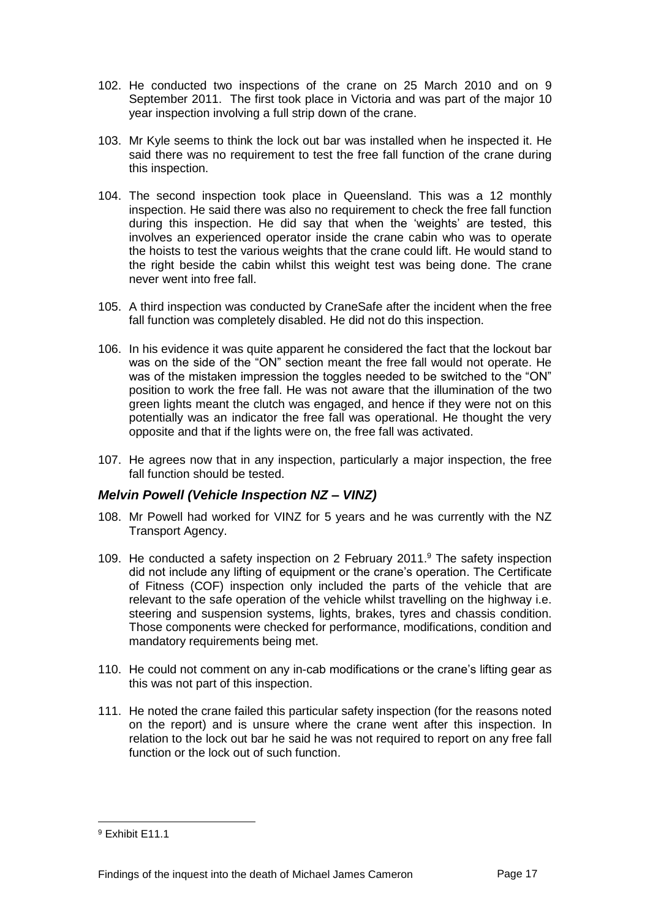102. He conducted two inspections of the crane on 25 March 2010 and on 9 September 2011. The first took place in Victoria and was part of the major 10 year inspection involving a full strip down of the crane.

103. Mr Kyle seems to think the lock out bar was installed when he inspected it. He said there was no requirement to test the free fall function of the crane during this inspection.

104. The second inspection took place in Queensland. This was a 12 monthly inspection. He said there was also no requirement to check the free fall function during this inspection. He did say that when the 'weights' are tested, this involves an experienced operator inside the crane cabin who was to operate the hoists to test the various weights that the crane could lift. He would stand to the right beside the cabin whilst this weight test was being done. The crane never went into free fall.

105. A third inspection was conducted by CraneSafe after the incident when the free fall function was completely disabled. He did not do this inspection.

106. In his evidence it was quite apparent he considered the fact that the lockout bar was on the side of the "ON" section meant the free fall would not operate. He was of the mistaken impression the toggles needed to be switched to the "ON" position to work the free fall. He was not aware that the illumination of the two green lights meant the clutch was engaged, and hence if they were not on this potentially was an indicator the free fall was operational. He thought the very opposite and that if the lights were on, the free fall was activated.

107. He agrees now that in any inspection, particularly a major inspection, the free fall function should be tested.

### *Melvin Powell (Vehicle Inspection NZ – VINZ)*

108. Mr Powell had worked for VINZ for 5 years and he was currently with the NZ Transport Agency.

109. He conducted a safety inspection on 2 February 2011.[9] The safety inspection did not include any lifting of equipment or the crane's operation. The Certificate of Fitness (COF) inspection only included the parts of the vehicle that are relevant to the safe operation of the vehicle whilst travelling on the highway i.e. steering and suspension systems, lights, brakes, tyres and chassis condition. Those components were checked for performance, modifications, condition and mandatory requirements being met.

110. He could not comment on any in-cab modifications or the crane's lifting gear as this was not part of this inspection.

111. He noted the crane failed this particular safety inspection (for the reasons noted on the report) and is unsure where the crane went after this inspection. In relation to the lock out bar he said he was not required to report on any free fall function or the lock out of such function.

---

[9] Exhibit E11.1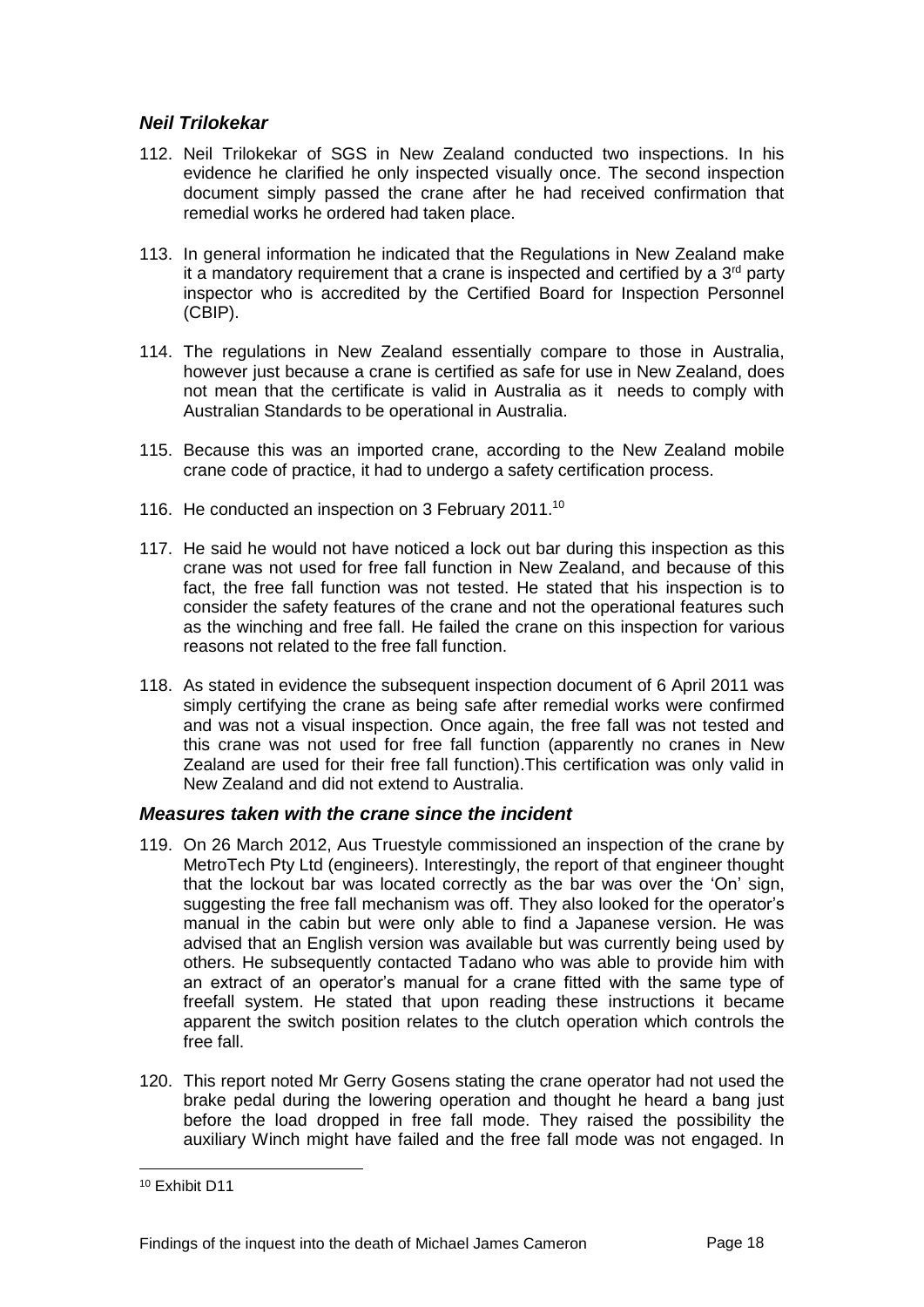### *Neil Trilokekar*

112. Neil Trilokekar of SGS in New Zealand conducted two inspections. In his evidence he clarified he only inspected visually once. The second inspection document simply passed the crane after he had received confirmation that remedial works he ordered had taken place.

113. In general information he indicated that the Regulations in New Zealand make it a mandatory requirement that a crane is inspected and certified by a 3rd party inspector who is accredited by the Certified Board for Inspection Personnel (CBIP).

114. The regulations in New Zealand essentially compare to those in Australia, however just because a crane is certified as safe for use in New Zealand, does not mean that the certificate is valid in Australia as it needs to comply with Australian Standards to be operational in Australia.

115. Because this was an imported crane, according to the New Zealand mobile crane code of practice, it had to undergo a safety certification process.

116. He conducted an inspection on 3 February 2011.[10]

117. He said he would not have noticed a lock out bar during this inspection as this crane was not used for free fall function in New Zealand, and because of this fact, the free fall function was not tested. He stated that his inspection is to consider the safety features of the crane and not the operational features such as the winching and free fall. He failed the crane on this inspection for various reasons not related to the free fall function.

118. As stated in evidence the subsequent inspection document of 6 April 2011 was simply certifying the crane as being safe after remedial works were confirmed and was not a visual inspection. Once again, the free fall was not tested and this crane was not used for free fall function (apparently no cranes in New Zealand are used for their free fall function).This certification was only valid in New Zealand and did not extend to Australia.

### *Measures taken with the crane since the incident*

119. On 26 March 2012, Aus Truestyle commissioned an inspection of the crane by MetroTech Pty Ltd (engineers). Interestingly, the report of that engineer thought that the lockout bar was located correctly as the bar was over the 'On' sign, suggesting the free fall mechanism was off. They also looked for the operator's manual in the cabin but were only able to find a Japanese version. He was advised that an English version was available but was currently being used by others. He subsequently contacted Tadano who was able to provide him with an extract of an operator's manual for a crane fitted with the same type of freefall system. He stated that upon reading these instructions it became apparent the switch position relates to the clutch operation which controls the free fall.

120. This report noted Mr Gerry Gosens stating the crane operator had not used the brake pedal during the lowering operation and thought he heard a bang just before the load dropped in free fall mode. They raised the possibility the auxiliary Winch might have failed and the free fall mode was not engaged. In

[10] Exhibit D11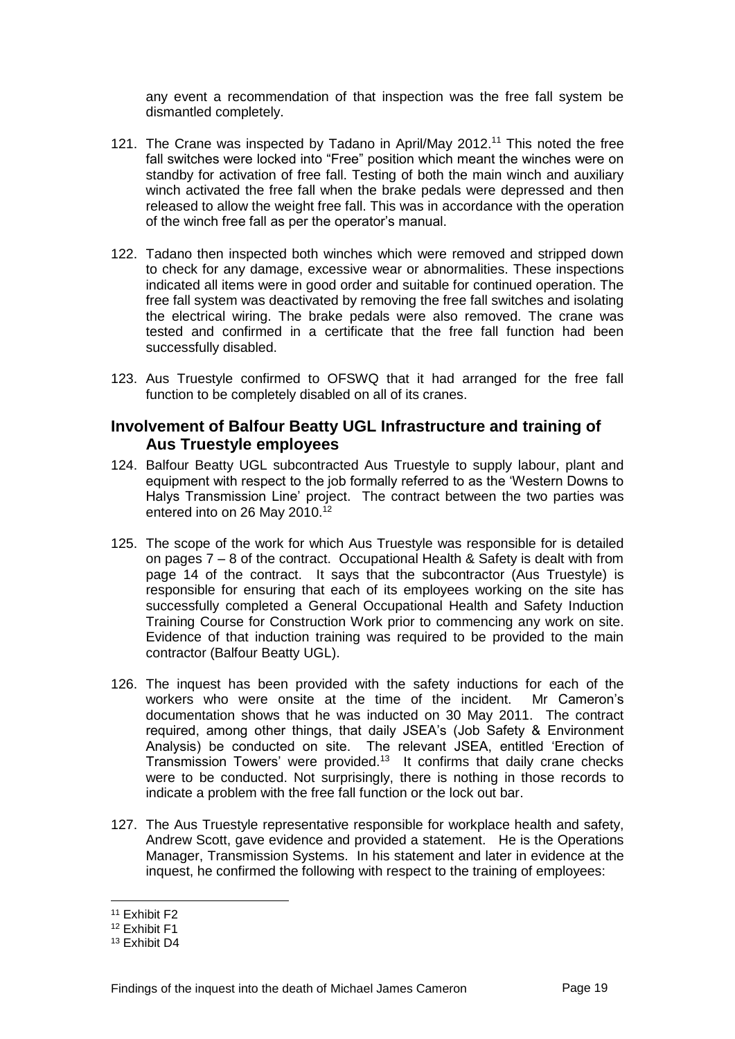any event a recommendation of that inspection was the free fall system be dismantled completely.

121. The Crane was inspected by Tadano in April/May 2012.[11] This noted the free fall switches were locked into "Free" position which meant the winches were on standby for activation of free fall. Testing of both the main winch and auxiliary winch activated the free fall when the brake pedals were depressed and then released to allow the weight free fall. This was in accordance with the operation of the winch free fall as per the operator's manual.

122. Tadano then inspected both winches which were removed and stripped down to check for any damage, excessive wear or abnormalities. These inspections indicated all items were in good order and suitable for continued operation. The free fall system was deactivated by removing the free fall switches and isolating the electrical wiring. The brake pedals were also removed. The crane was tested and confirmed in a certificate that the free fall function had been successfully disabled.

123. Aus Truestyle confirmed to OFSWQ that it had arranged for the free fall function to be completely disabled on all of its cranes.

## Involvement of Balfour Beatty UGL Infrastructure and training of Aus Truestyle employees

124. Balfour Beatty UGL subcontracted Aus Truestyle to supply labour, plant and equipment with respect to the job formally referred to as the 'Western Downs to Halys Transmission Line' project. The contract between the two parties was entered into on 26 May 2010.[12]

125. The scope of the work for which Aus Truestyle was responsible for is detailed on pages 7 – 8 of the contract. Occupational Health & Safety is dealt with from page 14 of the contract. It says that the subcontractor (Aus Truestyle) is responsible for ensuring that each of its employees working on the site has successfully completed a General Occupational Health and Safety Induction Training Course for Construction Work prior to commencing any work on site. Evidence of that induction training was required to be provided to the main contractor (Balfour Beatty UGL).

126. The inquest has been provided with the safety inductions for each of the workers who were onsite at the time of the incident. Mr Cameron's documentation shows that he was inducted on 30 May 2011. The contract required, among other things, that daily JSEA's (Job Safety & Environment Analysis) be conducted on site. The relevant JSEA, entitled 'Erection of Transmission Towers' were provided.[13] It confirms that daily crane checks were to be conducted. Not surprisingly, there is nothing in those records to indicate a problem with the free fall function or the lock out bar.

127. The Aus Truestyle representative responsible for workplace health and safety, Andrew Scott, gave evidence and provided a statement. He is the Operations Manager, Transmission Systems. In his statement and later in evidence at the inquest, he confirmed the following with respect to the training of employees:

---

[11] Exhibit F2

[12] Exhibit F1

[13] Exhibit D4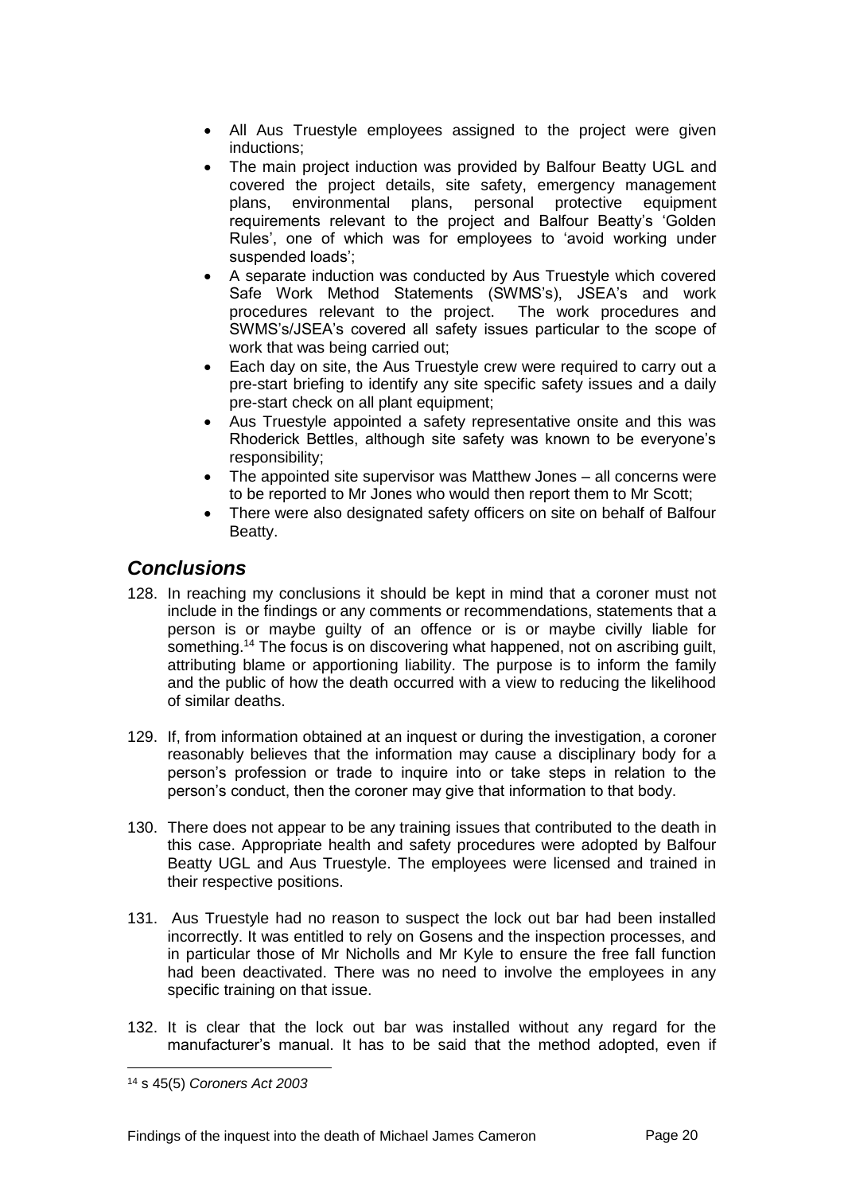- All Aus Truestyle employees assigned to the project were given inductions;
- The main project induction was provided by Balfour Beatty UGL and covered the project details, site safety, emergency management plans, environmental plans, personal protective equipment requirements relevant to the project and Balfour Beatty's 'Golden Rules', one of which was for employees to 'avoid working under suspended loads';
- A separate induction was conducted by Aus Truestyle which covered Safe Work Method Statements (SWMS's), JSEA's and work procedures relevant to the project. The work procedures and SWMS's/JSEA's covered all safety issues particular to the scope of work that was being carried out;
- Each day on site, the Aus Truestyle crew were required to carry out a pre-start briefing to identify any site specific safety issues and a daily pre-start check on all plant equipment;
- Aus Truestyle appointed a safety representative onsite and this was Rhoderick Bettles, although site safety was known to be everyone's responsibility;
- The appointed site supervisor was Matthew Jones – all concerns were to be reported to Mr Jones who would then report them to Mr Scott;
- There were also designated safety officers on site on behalf of Balfour Beatty.

## *Conclusions*

128. In reaching my conclusions it should be kept in mind that a coroner must not include in the findings or any comments or recommendations, statements that a person is or maybe guilty of an offence or is or maybe civilly liable for something.[14] The focus is on discovering what happened, not on ascribing guilt, attributing blame or apportioning liability. The purpose is to inform the family and the public of how the death occurred with a view to reducing the likelihood of similar deaths.

129. If, from information obtained at an inquest or during the investigation, a coroner reasonably believes that the information may cause a disciplinary body for a person's profession or trade to inquire into or take steps in relation to the person's conduct, then the coroner may give that information to that body.

130. There does not appear to be any training issues that contributed to the death in this case. Appropriate health and safety procedures were adopted by Balfour Beatty UGL and Aus Truestyle. The employees were licensed and trained in their respective positions.

131. Aus Truestyle had no reason to suspect the lock out bar had been installed incorrectly. It was entitled to rely on Gosens and the inspection processes, and in particular those of Mr Nicholls and Mr Kyle to ensure the free fall function had been deactivated. There was no need to involve the employees in any specific training on that issue.

132. It is clear that the lock out bar was installed without any regard for the manufacturer's manual. It has to be said that the method adopted, even if

[14] s 45(5) *Coroners Act 2003*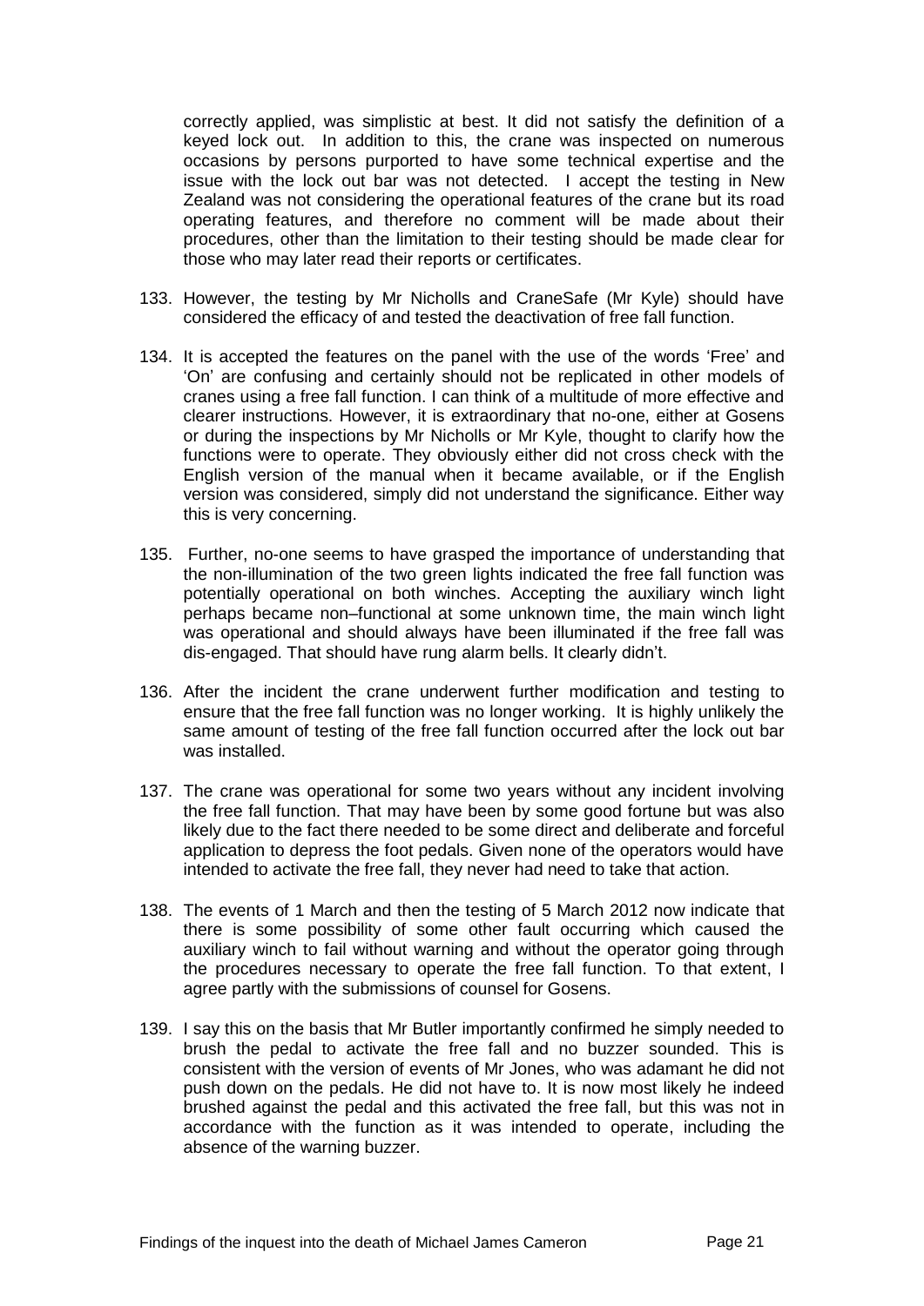correctly applied, was simplistic at best. It did not satisfy the definition of a keyed lock out. In addition to this, the crane was inspected on numerous occasions by persons purported to have some technical expertise and the issue with the lock out bar was not detected. I accept the testing in New Zealand was not considering the operational features of the crane but its road operating features, and therefore no comment will be made about their procedures, other than the limitation to their testing should be made clear for those who may later read their reports or certificates.

133. However, the testing by Mr Nicholls and CraneSafe (Mr Kyle) should have considered the efficacy of and tested the deactivation of free fall function.

134. It is accepted the features on the panel with the use of the words 'Free' and 'On' are confusing and certainly should not be replicated in other models of cranes using a free fall function. I can think of a multitude of more effective and clearer instructions. However, it is extraordinary that no-one, either at Gosens or during the inspections by Mr Nicholls or Mr Kyle, thought to clarify how the functions were to operate. They obviously either did not cross check with the English version of the manual when it became available, or if the English version was considered, simply did not understand the significance. Either way this is very concerning.

135. Further, no-one seems to have grasped the importance of understanding that the non-illumination of the two green lights indicated the free fall function was potentially operational on both winches. Accepting the auxiliary winch light perhaps became non–functional at some unknown time, the main winch light was operational and should always have been illuminated if the free fall was dis-engaged. That should have rung alarm bells. It clearly didn't.

136. After the incident the crane underwent further modification and testing to ensure that the free fall function was no longer working. It is highly unlikely the same amount of testing of the free fall function occurred after the lock out bar was installed.

137. The crane was operational for some two years without any incident involving the free fall function. That may have been by some good fortune but was also likely due to the fact there needed to be some direct and deliberate and forceful application to depress the foot pedals. Given none of the operators would have intended to activate the free fall, they never had need to take that action.

138. The events of 1 March and then the testing of 5 March 2012 now indicate that there is some possibility of some other fault occurring which caused the auxiliary winch to fail without warning and without the operator going through the procedures necessary to operate the free fall function. To that extent, I agree partly with the submissions of counsel for Gosens.

139. I say this on the basis that Mr Butler importantly confirmed he simply needed to brush the pedal to activate the free fall and no buzzer sounded. This is consistent with the version of events of Mr Jones, who was adamant he did not push down on the pedals. He did not have to. It is now most likely he indeed brushed against the pedal and this activated the free fall, but this was not in accordance with the function as it was intended to operate, including the absence of the warning buzzer.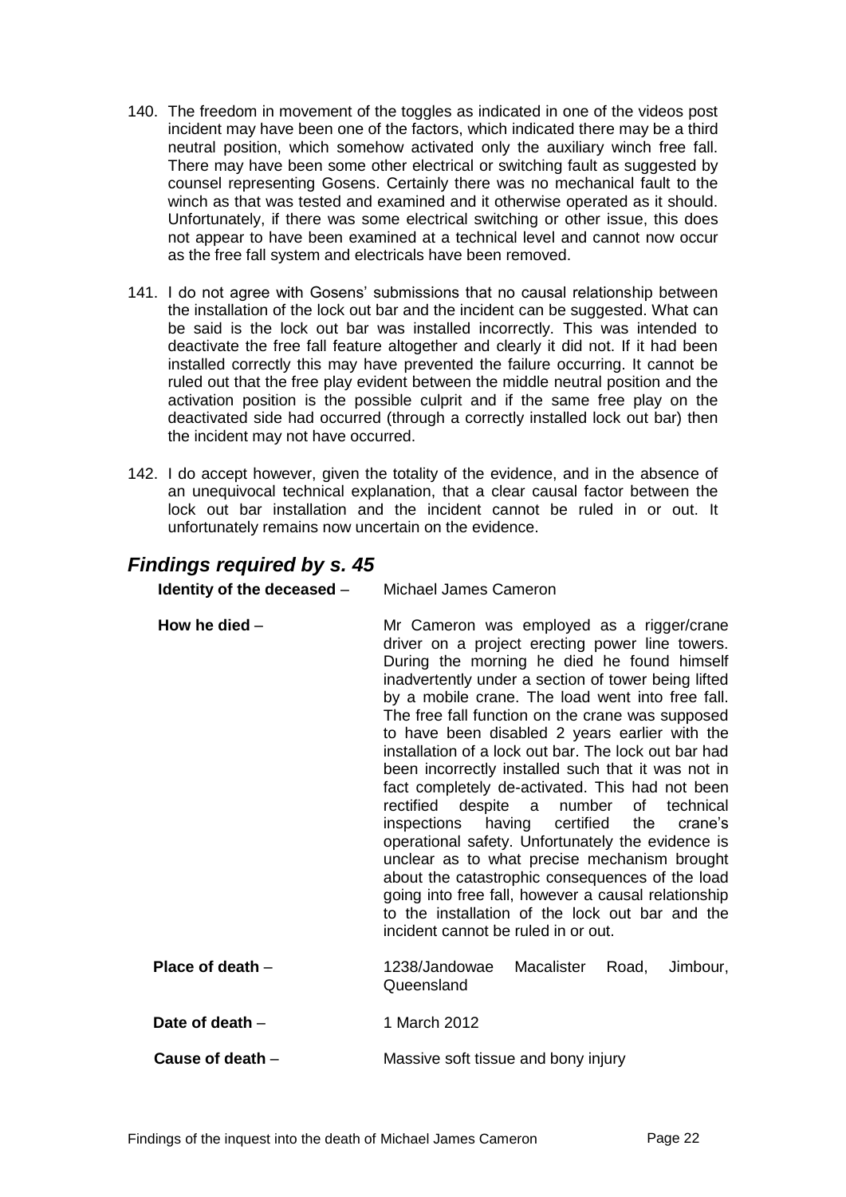140. The freedom in movement of the toggles as indicated in one of the videos post incident may have been one of the factors, which indicated there may be a third neutral position, which somehow activated only the auxiliary winch free fall. There may have been some other electrical or switching fault as suggested by counsel representing Gosens. Certainly there was no mechanical fault to the winch as that was tested and examined and it otherwise operated as it should. Unfortunately, if there was some electrical switching or other issue, this does not appear to have been examined at a technical level and cannot now occur as the free fall system and electricals have been removed.

141. I do not agree with Gosens' submissions that no causal relationship between the installation of the lock out bar and the incident can be suggested. What can be said is the lock out bar was installed incorrectly. This was intended to deactivate the free fall feature altogether and clearly it did not. If it had been installed correctly this may have prevented the failure occurring. It cannot be ruled out that the free play evident between the middle neutral position and the activation position is the possible culprit and if the same free play on the deactivated side had occurred (through a correctly installed lock out bar) then the incident may not have occurred.

142. I do accept however, given the totality of the evidence, and in the absence of an unequivocal technical explanation, that a clear causal factor between the lock out bar installation and the incident cannot be ruled in or out. It unfortunately remains now uncertain on the evidence.

## *Findings required by s. 45*

**Identity of the deceased** – Michael James Cameron

**How he died** – Mr Cameron was employed as a rigger/crane driver on a project erecting power line towers. During the morning he died he found himself inadvertently under a section of tower being lifted by a mobile crane. The load went into free fall. The free fall function on the crane was supposed to have been disabled 2 years earlier with the installation of a lock out bar. The lock out bar had been incorrectly installed such that it was not in fact completely de-activated. This had not been rectified despite a number of technical inspections having certified the crane's operational safety. Unfortunately the evidence is unclear as to what precise mechanism brought about the catastrophic consequences of the load going into free fall, however a causal relationship to the installation of the lock out bar and the incident cannot be ruled in or out.

**Place of death** – 1238/Jandowae Macalister Road, Jimbour, Queensland

**Date of death** – 1 March 2012

**Cause of death** – Massive soft tissue and bony injury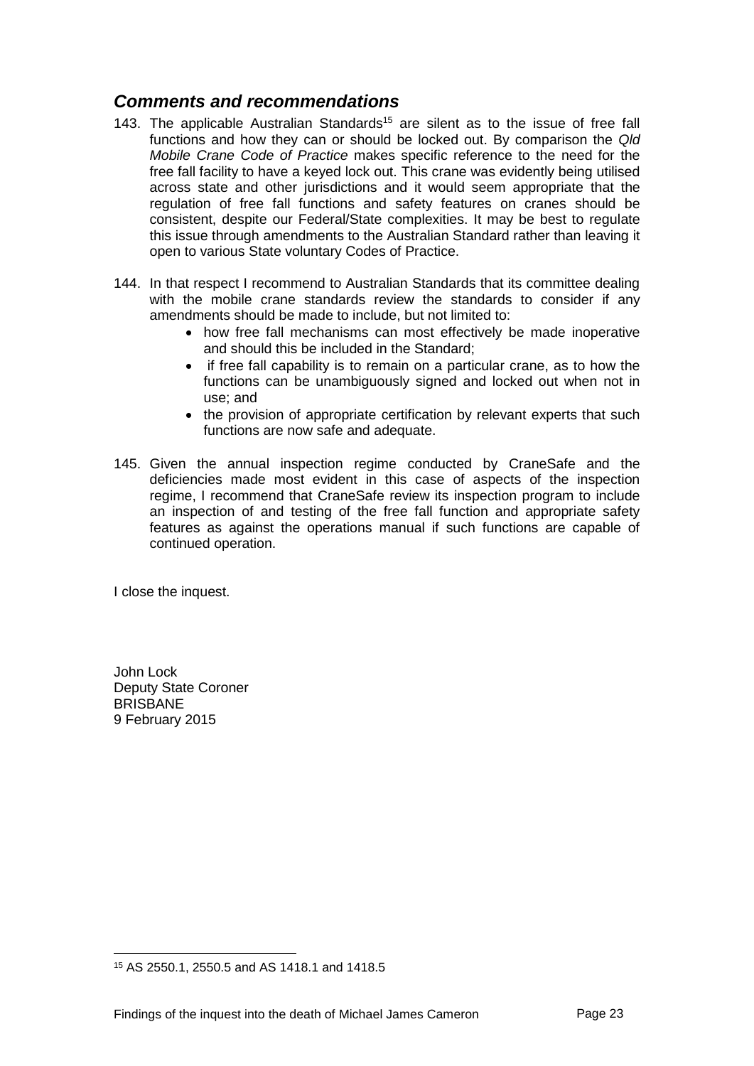## *Comments and recommendations*

143. The applicable Australian Standards[15] are silent as to the issue of free fall functions and how they can or should be locked out. By comparison the *Qld Mobile Crane Code of Practice* makes specific reference to the need for the free fall facility to have a keyed lock out. This crane was evidently being utilised across state and other jurisdictions and it would seem appropriate that the regulation of free fall functions and safety features on cranes should be consistent, despite our Federal/State complexities. It may be best to regulate this issue through amendments to the Australian Standard rather than leaving it open to various State voluntary Codes of Practice.

144. In that respect I recommend to Australian Standards that its committee dealing with the mobile crane standards review the standards to consider if any amendments should be made to include, but not limited to:
    - how free fall mechanisms can most effectively be made inoperative and should this be included in the Standard;
    - if free fall capability is to remain on a particular crane, as to how the functions can be unambiguously signed and locked out when not in use; and
    - the provision of appropriate certification by relevant experts that such functions are now safe and adequate.

145. Given the annual inspection regime conducted by CraneSafe and the deficiencies made most evident in this case of aspects of the inspection regime, I recommend that CraneSafe review its inspection program to include an inspection of and testing of the free fall function and appropriate safety features as against the operations manual if such functions are capable of continued operation.

I close the inquest.

John Lock
Deputy State Coroner
BRISBANE
9 February 2015

[15] AS 2550.1, 2550.5 and AS 1418.1 and 1418.5